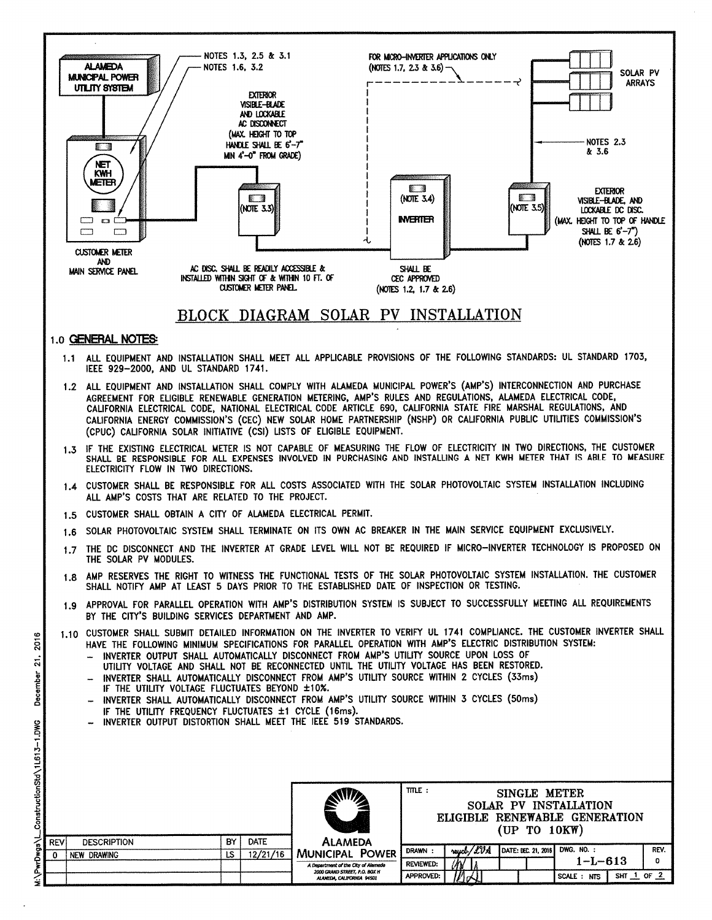ALAMEDA MUNICIPAL POWER UTILITY SYSTEM

NOTES 1.3, 2.5 & 3.1

NOTES 1.6, 3.2

EXTERIOR VISIBLE-BLADE AND LOCKABLE AC DISCONNECT (MAX. HEIGHT TO TOP HANDLE SHALL BE 6'-7" MIN 4'-0" FROM GRADE)

FOR MICRO-INVERTER APPLICATIONS ONLY (NOTES 1.7, 2.3 & 3.6)

SOLAR PV ARRAYS

NOTES 2.3 & 3.6

NET KWH METER

(NOTE 3.3)

(NOTE 3.4) INVERTER

(NOTE 3.5)

EXTERIOR VISIBLE-BLADE, AND LOCKABLE DC DISC. (MAX. HEIGHT TO TOP OF HANDLE SHALL BE 6'-7") (NOTES 1.7 & 2.6)

CUSTOMER METER AND MAIN SERVICE PANEL

AC DISC. SHALL BE READILY ACCESSIBLE & INSTALLED WITHIN SIGHT OF & WITHIN 10 FT. OF CUSTOMER METER PANEL

SHALL BE CEC APPROVED (NOTES 1.2, 1.7 & 2.6)

# BLOCK DIAGRAM SOLAR PV INSTALLATION

## 1.0 GENERAL NOTES:

1.1 ALL EQUIPMENT AND INSTALLATION SHALL MEET ALL APPLICABLE PROVISIONS OF THE FOLLOWING STANDARDS: UL STANDARD 1703, IEEE 929-2000, AND UL STANDARD 1741.

1.2 ALL EQUIPMENT AND INSTALLATION SHALL COMPLY WITH ALAMEDA MUNICIPAL POWER'S (AMP'S) INTERCONNECTION AND PURCHASE AGREEMENT FOR ELIGIBLE RENEWABLE GENERATION METERING, AMP'S RULES AND REGULATIONS, ALAMEDA ELECTRICAL CODE, CALIFORNIA ELECTRICAL CODE, NATIONAL ELECTRICAL CODE ARTICLE 690, CALIFORNIA STATE FIRE MARSHAL REGULATIONS, AND CALIFORNIA ENERGY COMMISSION'S (CEC) NEW SOLAR HOME PARTNERSHIP (NSHP) OR CALIFORNIA PUBLIC UTILITIES COMMISSION'S (CPUC) CALIFORNIA SOLAR INITIATIVE (CSI) LISTS OF ELIGIBLE EQUIPMENT.

1.3 IF THE EXISTING ELECTRICAL METER IS NOT CAPABLE OF MEASURING THE FLOW OF ELECTRICITY IN TWO DIRECTIONS, THE CUSTOMER SHALL BE RESPONSIBLE FOR ALL EXPENSES INVOLVED IN PURCHASING AND INSTALLING A NET KWH METER THAT IS ABLE TO MEASURE ELECTRICITY FLOW IN TWO DIRECTIONS.

1.4 CUSTOMER SHALL BE RESPONSIBLE FOR ALL COSTS ASSOCIATED WITH THE SOLAR PHOTOVOLTAIC SYSTEM INSTALLATION INCLUDING ALL AMP'S COSTS THAT ARE RELATED TO THE PROJECT.

1.5 CUSTOMER SHALL OBTAIN A CITY OF ALAMEDA ELECTRICAL PERMIT.

1.6 SOLAR PHOTOVOLTAIC SYSTEM SHALL TERMINATE ON ITS OWN AC BREAKER IN THE MAIN SERVICE EQUIPMENT EXCLUSIVELY.

1.7 THE DC DISCONNECT AND THE INVERTER AT GRADE LEVEL WILL NOT BE REQUIRED IF MICRO-INVERTER TECHNOLOGY IS PROPOSED ON THE SOLAR PV MODULES.

1.8 AMP RESERVES THE RIGHT TO WITNESS THE FUNCTIONAL TESTS OF THE SOLAR PHOTOVOLTAIC SYSTEM INSTALLATION. THE CUSTOMER SHALL NOTIFY AMP AT LEAST 5 DAYS PRIOR TO THE ESTABLISHED DATE OF INSPECTION OR TESTING.

1.9 APPROVAL FOR PARALLEL OPERATION WITH AMP'S DISTRIBUTION SYSTEM IS SUBJECT TO SUCCESSFULLY MEETING ALL REQUIREMENTS BY THE CITY'S BUILDING SERVICES DEPARTMENT AND AMP.

1.10 CUSTOMER SHALL SUBMIT DETAILED INFORMATION ON THE INVERTER TO VERIFY UL 1741 COMPLIANCE. THE CUSTOMER INVERTER SHALL HAVE THE FOLLOWING MINIMUM SPECIFICATIONS FOR PARALLEL OPERATION WITH AMP'S ELECTRIC DISTRIBUTION SYSTEM:
- INVERTER OUTPUT SHALL AUTOMATICALLY DISCONNECT FROM AMP'S UTILITY SOURCE UPON LOSS OF UTILITY VOLTAGE AND SHALL NOT BE RECONNECTED UNTIL THE UTILITY VOLTAGE HAS BEEN RESTORED.
- INVERTER SHALL AUTOMATICALLY DISCONNECT FROM AMP'S UTILITY SOURCE WITHIN 2 CYCLES (33ms) IF THE UTILITY VOLTAGE FLUCTUATES BEYOND ±10%.
- INVERTER SHALL AUTOMATICALLY DISCONNECT FROM AMP'S UTILITY SOURCE WITHIN 3 CYCLES (50ms) IF THE UTILITY FREQUENCY FLUCTUATES ±1 CYCLE (16ms).
- INVERTER OUTPUT DISTORTION SHALL MEET THE IEEE 519 STANDARDS.

| REV | DESCRIPTION | BY | DATE |
|---|---|---|---|
| 0 | NEW DRAWING | LS | 12/21/16 |

ALAMEDA MUNICIPAL POWER
A Department of the City of Alameda
2000 GRAND STREET, P.O. BOX H
ALAMEDA, CALIFORNIA 94501

TITLE: SINGLE METER SOLAR PV INSTALLATION ELIGIBLE RENEWABLE GENERATION (UP TO 10KW)

| DRAWN: | DATE: DEC. 21, 2016 | DWG. NO.: 1-L-613 | REV. 0 |
|---|---|---|---|
| REVIEWED: | | | |
| APPROVED: | | SCALE: NTS | SHT 1 OF 2 |

M:\PwrDwgs\L_ConstructionStd\1L613-1.DWG December 21, 2016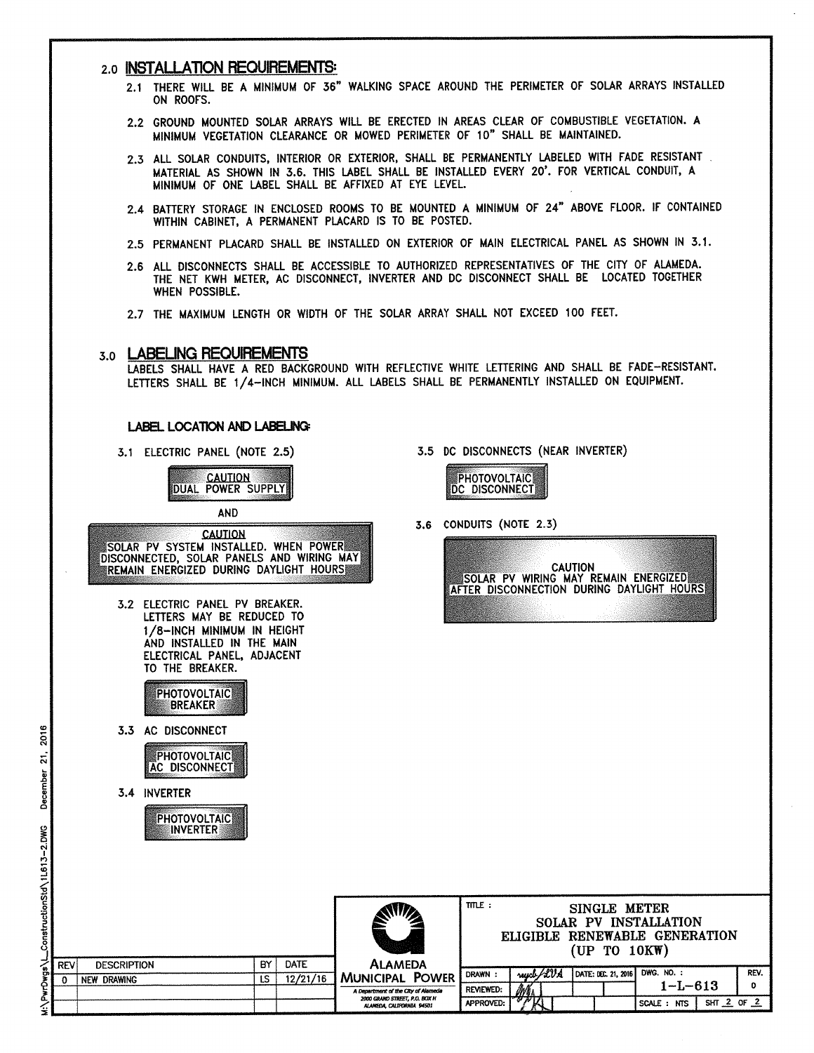## 2.0 INSTALLATION REQUIREMENTS:

2.1 THERE WILL BE A MINIMUM OF 36" WALKING SPACE AROUND THE PERIMETER OF SOLAR ARRAYS INSTALLED ON ROOFS.

2.2 GROUND MOUNTED SOLAR ARRAYS WILL BE ERECTED IN AREAS CLEAR OF COMBUSTIBLE VEGETATION. A MINIMUM VEGETATION CLEARANCE OR MOWED PERIMETER OF 10" SHALL BE MAINTAINED.

2.3 ALL SOLAR CONDUITS, INTERIOR OR EXTERIOR, SHALL BE PERMANENTLY LABELED WITH FADE RESISTANT MATERIAL AS SHOWN IN 3.6. THIS LABEL SHALL BE INSTALLED EVERY 20'. FOR VERTICAL CONDUIT, A MINIMUM OF ONE LABEL SHALL BE AFFIXED AT EYE LEVEL.

2.4 BATTERY STORAGE IN ENCLOSED ROOMS TO BE MOUNTED A MINIMUM OF 24" ABOVE FLOOR. IF CONTAINED WITHIN CABINET, A PERMANENT PLACARD IS TO BE POSTED.

2.5 PERMANENT PLACARD SHALL BE INSTALLED ON EXTERIOR OF MAIN ELECTRICAL PANEL AS SHOWN IN 3.1.

2.6 ALL DISCONNECTS SHALL BE ACCESSIBLE TO AUTHORIZED REPRESENTATIVES OF THE CITY OF ALAMEDA. THE NET KWH METER, AC DISCONNECT, INVERTER AND DC DISCONNECT SHALL BE LOCATED TOGETHER WHEN POSSIBLE.

2.7 THE MAXIMUM LENGTH OR WIDTH OF THE SOLAR ARRAY SHALL NOT EXCEED 100 FEET.

## 3.0 LABELING REQUIREMENTS

LABELS SHALL HAVE A RED BACKGROUND WITH REFLECTIVE WHITE LETTERING AND SHALL BE FADE-RESISTANT. LETTERS SHALL BE 1/4-INCH MINIMUM. ALL LABELS SHALL BE PERMANENTLY INSTALLED ON EQUIPMENT.

### LABEL LOCATION AND LABELING:

3.1 ELECTRIC PANEL (NOTE 2.5)

> CAUTION
> DUAL POWER SUPPLY

AND

> CAUTION
> SOLAR PV SYSTEM INSTALLED. WHEN POWER DISCONNECTED, SOLAR PANELS AND WIRING MAY REMAIN ENERGIZED DURING DAYLIGHT HOURS

3.2 ELECTRIC PANEL PV BREAKER. LETTERS MAY BE REDUCED TO 1/8-INCH MINIMUM IN HEIGHT AND INSTALLED IN THE MAIN ELECTRICAL PANEL, ADJACENT TO THE BREAKER.

> PHOTOVOLTAIC
> BREAKER

3.3 AC DISCONNECT

> PHOTOVOLTAIC
> AC DISCONNECT

3.4 INVERTER

> PHOTOVOLTAIC
> INVERTER

3.5 DC DISCONNECTS (NEAR INVERTER)

> PHOTOVOLTAIC
> DC DISCONNECT

3.6 CONDUITS (NOTE 2.3)

> CAUTION
> SOLAR PV WIRING MAY REMAIN ENERGIZED AFTER DISCONNECTION DURING DAYLIGHT HOURS

| REV | DESCRIPTION | BY | DATE |
|---|---|---|---|
| 0 | NEW DRAWING | LS | 12/21/16 |

ALAMEDA MUNICIPAL POWER
A Department of the City of Alameda
2000 GRAND STREET, P.O. BOX H
ALAMEDA, CALIFORNIA 94501

TITLE: SINGLE METER SOLAR PV INSTALLATION ELIGIBLE RENEWABLE GENERATION (UP TO 10KW)

| DRAWN: | REVIEWED: | APPROVED: | DATE: | DWG. NO.: | REV. | SCALE: | SHT |
|---|---|---|---|---|---|---|---|
| | | | DEC. 21, 2016 | 1-L-613 | 0 | NTS | 2 OF 2 |

M:\PwrDwgs\_ConstructionStd\1L613-2.DWG December 21, 2016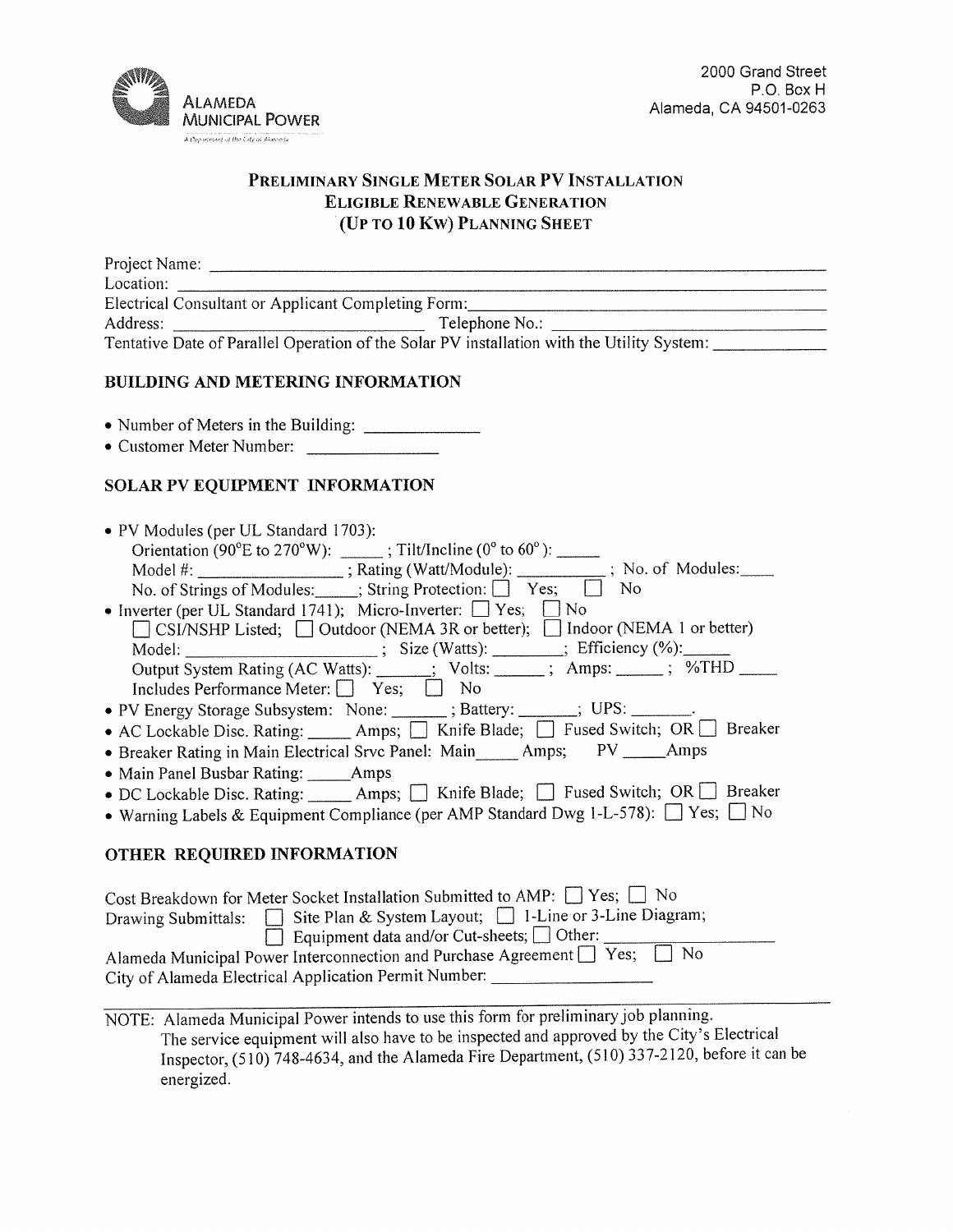Alameda Municipal Power

2000 Grand Street
P.O. Box H
Alameda, CA 94501-0263

# Preliminary Single Meter Solar PV Installation Eligible Renewable Generation (Up to 10 Kw) Planning Sheet

Project Name: ______________________________
Location: ______________________________
Electrical Consultant or Applicant Completing Form: ______________________________
Address: ______________________ Telephone No.: ______________________
Tentative Date of Parallel Operation of the Solar PV installation with the Utility System: ____________

## BUILDING AND METERING INFORMATION

- Number of Meters in the Building: ____________
- Customer Meter Number: ____________

## SOLAR PV EQUIPMENT INFORMATION

- PV Modules (per UL Standard 1703):
  Orientation (90°E to 270°W): _____ ; Tilt/Incline (0° to 60°): _____
  Model #: ______________ ; Rating (Watt/Module): __________ ; No. of Modules: ____
  No. of Strings of Modules: _____; String Protection: ☐ Yes; ☐ No
- Inverter (per UL Standard 1741); Micro-Inverter: ☐ Yes; ☐ No
  ☐ CSI/NSHP Listed; ☐ Outdoor (NEMA 3R or better); ☐ Indoor (NEMA 1 or better)
  Model: ____________________ ; Size (Watts): ________; Efficiency (%): _____
  Output System Rating (AC Watts): ______; Volts: ______ ; Amps: _____ ; %THD _____
  Includes Performance Meter: ☐ Yes; ☐ No
- PV Energy Storage Subsystem: None: ______ ; Battery: ______; UPS: ______.
- AC Lockable Disc. Rating: _____ Amps; ☐ Knife Blade; ☐ Fused Switch; OR ☐ Breaker
- Breaker Rating in Main Electrical Srvc Panel: Main _____ Amps; PV _____ Amps
- Main Panel Busbar Rating: _____ Amps
- DC Lockable Disc. Rating: _____ Amps; ☐ Knife Blade; ☐ Fused Switch; OR ☐ Breaker
- Warning Labels & Equipment Compliance (per AMP Standard Dwg 1-L-578): ☐ Yes; ☐ No

## OTHER REQUIRED INFORMATION

Cost Breakdown for Meter Socket Installation Submitted to AMP: ☐ Yes; ☐ No
Drawing Submittals: ☐ Site Plan & System Layout; ☐ 1-Line or 3-Line Diagram;
☐ Equipment data and/or Cut-sheets; ☐ Other: ____________________
Alameda Municipal Power Interconnection and Purchase Agreement ☐ Yes; ☐ No
City of Alameda Electrical Application Permit Number: ________________

NOTE: Alameda Municipal Power intends to use this form for preliminary job planning. The service equipment will also have to be inspected and approved by the City's Electrical Inspector, (510) 748-4634, and the Alameda Fire Department, (510) 337-2120, before it can be energized.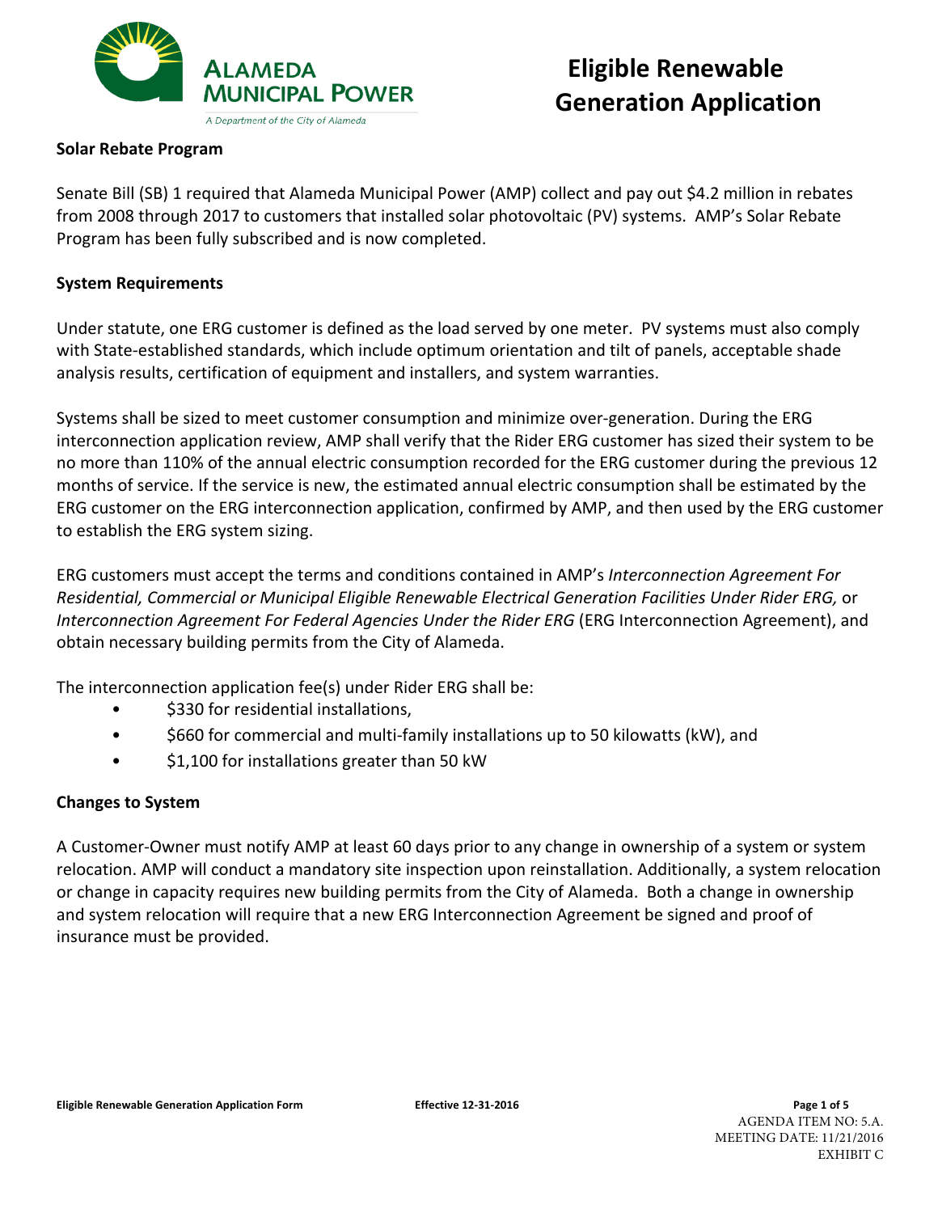# Eligible Renewable Generation Application

ALAMEDA MUNICIPAL POWER
A Department of the City of Alameda

## Solar Rebate Program

Senate Bill (SB) 1 required that Alameda Municipal Power (AMP) collect and pay out $4.2 million in rebates from 2008 through 2017 to customers that installed solar photovoltaic (PV) systems. AMP's Solar Rebate Program has been fully subscribed and is now completed.

## System Requirements

Under statute, one ERG customer is defined as the load served by one meter. PV systems must also comply with State-established standards, which include optimum orientation and tilt of panels, acceptable shade analysis results, certification of equipment and installers, and system warranties.

Systems shall be sized to meet customer consumption and minimize over-generation. During the ERG interconnection application review, AMP shall verify that the Rider ERG customer has sized their system to be no more than 110% of the annual electric consumption recorded for the ERG customer during the previous 12 months of service. If the service is new, the estimated annual electric consumption shall be estimated by the ERG customer on the ERG interconnection application, confirmed by AMP, and then used by the ERG customer to establish the ERG system sizing.

ERG customers must accept the terms and conditions contained in AMP's *Interconnection Agreement For Residential, Commercial or Municipal Eligible Renewable Electrical Generation Facilities Under Rider ERG,* or *Interconnection Agreement For Federal Agencies Under the Rider ERG* (ERG Interconnection Agreement), and obtain necessary building permits from the City of Alameda.

The interconnection application fee(s) under Rider ERG shall be:

- $330 for residential installations,
- $660 for commercial and multi-family installations up to 50 kilowatts (kW), and
- $1,100 for installations greater than 50 kW

## Changes to System

A Customer-Owner must notify AMP at least 60 days prior to any change in ownership of a system or system relocation. AMP will conduct a mandatory site inspection upon reinstallation. Additionally, a system relocation or change in capacity requires new building permits from the City of Alameda. Both a change in ownership and system relocation will require that a new ERG Interconnection Agreement be signed and proof of insurance must be provided.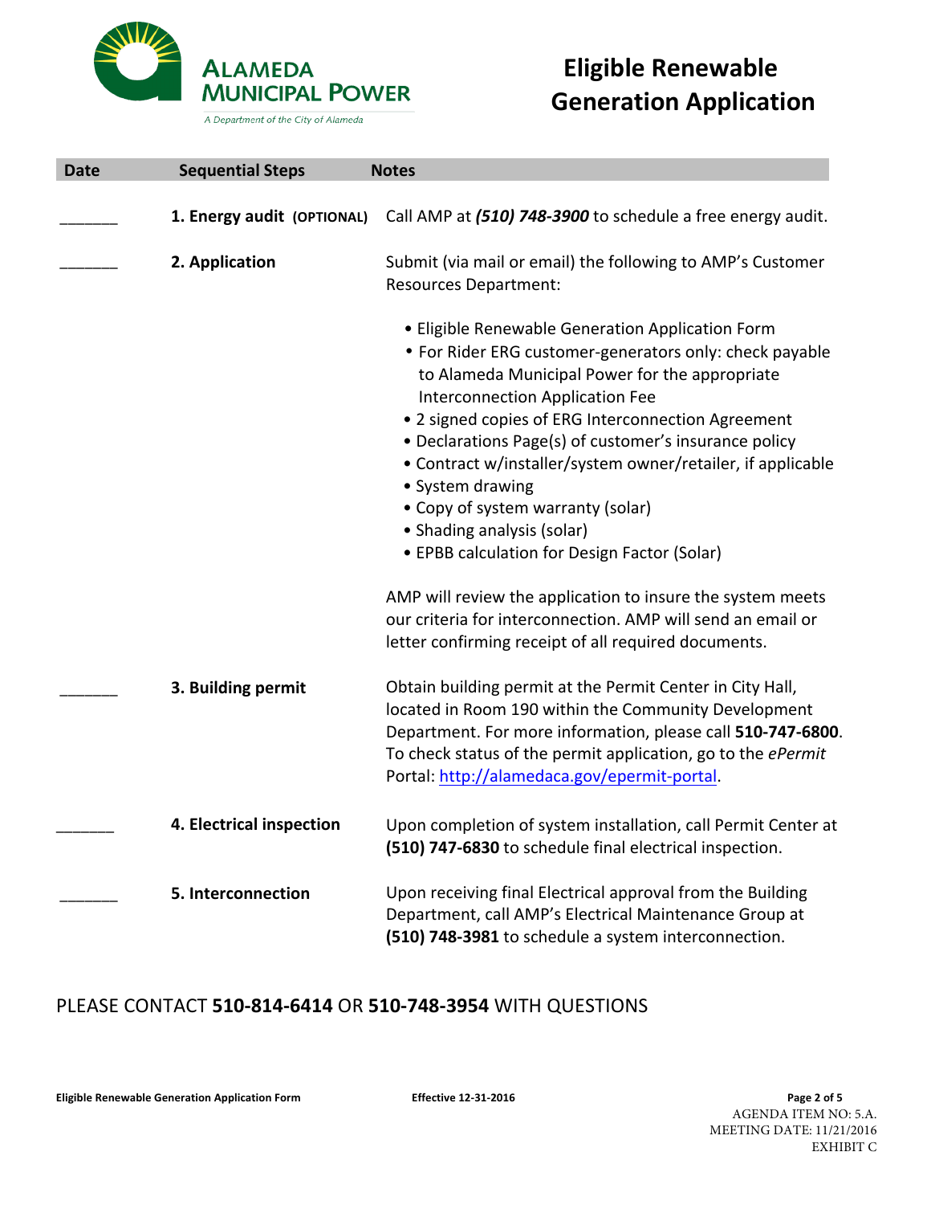**ALAMEDA MUNICIPAL POWER**

*A Department of the City of Alameda*

# Eligible Renewable Generation Application

| Date | Sequential Steps | Notes |
|---|---|---|
| ______ | **1. Energy audit (OPTIONAL)** | Call AMP at ***(510) 748-3900*** to schedule a free energy audit. |
| ______ | **2. Application** | Submit (via mail or email) the following to AMP's Customer Resources Department:<br><br>• Eligible Renewable Generation Application Form<br>• For Rider ERG customer-generators only: check payable to Alameda Municipal Power for the appropriate Interconnection Application Fee<br>• 2 signed copies of ERG Interconnection Agreement<br>• Declarations Page(s) of customer's insurance policy<br>• Contract w/installer/system owner/retailer, if applicable<br>• System drawing<br>• Copy of system warranty (solar)<br>• Shading analysis (solar)<br>• EPBB calculation for Design Factor (Solar)<br><br>AMP will review the application to insure the system meets our criteria for interconnection. AMP will send an email or letter confirming receipt of all required documents. |
| ______ | **3. Building permit** | Obtain building permit at the Permit Center in City Hall, located in Room 190 within the Community Development Department. For more information, please call **510-747-6800**. To check status of the permit application, go to the *ePermit* Portal: http://alamedaca.gov/epermit-portal. |
| ______ | **4. Electrical inspection** | Upon completion of system installation, call Permit Center at **(510) 747-6830** to schedule final electrical inspection. |
| ______ | **5. Interconnection** | Upon receiving final Electrical approval from the Building Department, call AMP's Electrical Maintenance Group at **(510) 748-3981** to schedule a system interconnection. |

PLEASE CONTACT **510-814-6414** OR **510-748-3954** WITH QUESTIONS

**Eligible Renewable Generation Application Form** **Effective 12-31-2016**

AGENDA ITEM NO: 5.A.
MEETING DATE: 11/21/2016
EXHIBIT C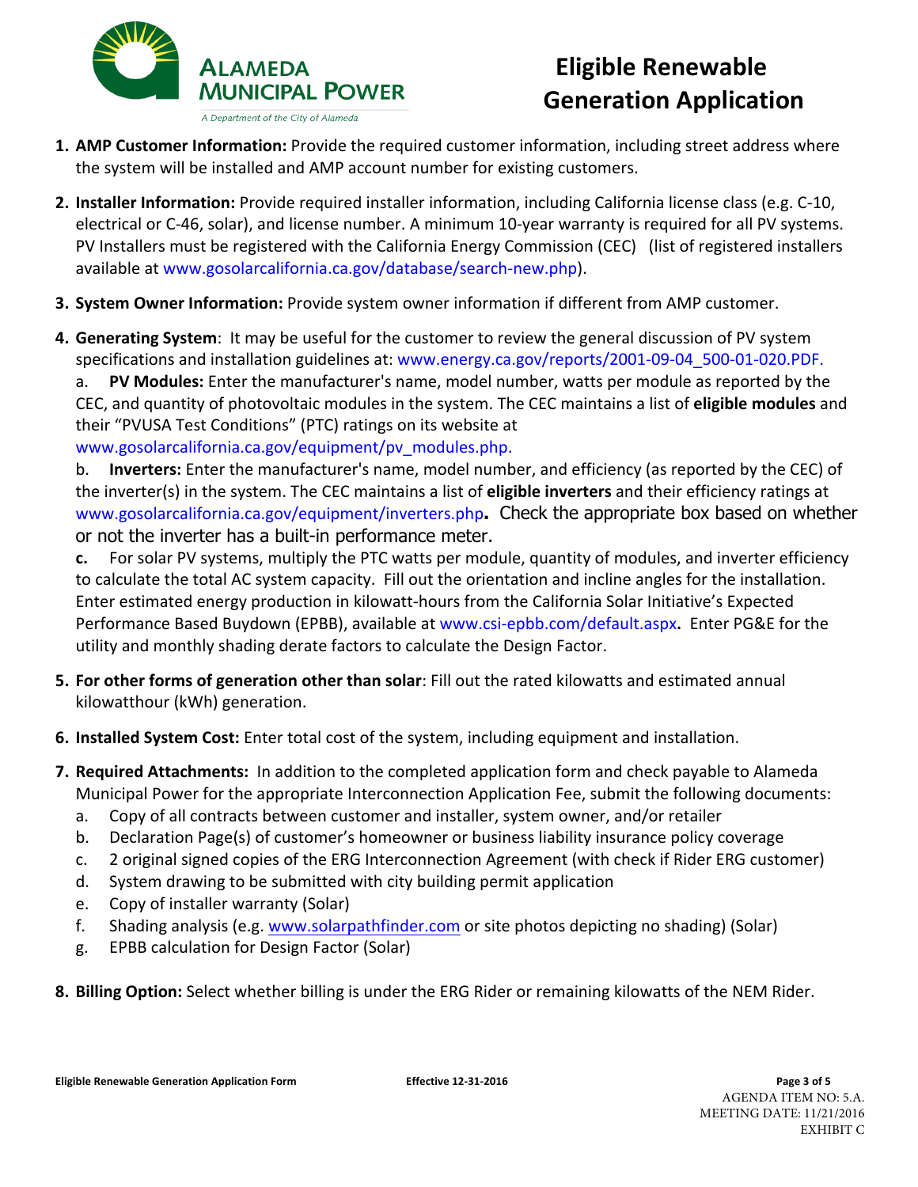# Eligible Renewable Generation Application

ALAMEDA MUNICIPAL POWER
*A Department of the City of Alameda*

1. **AMP Customer Information:** Provide the required customer information, including street address where the system will be installed and AMP account number for existing customers.

2. **Installer Information:** Provide required installer information, including California license class (e.g. C-10, electrical or C-46, solar), and license number. A minimum 10-year warranty is required for all PV systems. PV Installers must be registered with the California Energy Commission (CEC) (list of registered installers available at www.gosolarcalifornia.ca.gov/database/search-new.php).

3. **System Owner Information:** Provide system owner information if different from AMP customer.

4. **Generating System**: It may be useful for the customer to review the general discussion of PV system specifications and installation guidelines at: www.energy.ca.gov/reports/2001-09-04_500-01-020.PDF.

   a. **PV Modules:** Enter the manufacturer's name, model number, watts per module as reported by the CEC, and quantity of photovoltaic modules in the system. The CEC maintains a list of **eligible modules** and their "PVUSA Test Conditions" (PTC) ratings on its website at www.gosolarcalifornia.ca.gov/equipment/pv_modules.php.

   b. **Inverters:** Enter the manufacturer's name, model number, and efficiency (as reported by the CEC) of the inverter(s) in the system. The CEC maintains a list of **eligible inverters** and their efficiency ratings at www.gosolarcalifornia.ca.gov/equipment/inverters.php**.** Check the appropriate box based on whether or not the inverter has a built-in performance meter.

   **c.** For solar PV systems, multiply the PTC watts per module, quantity of modules, and inverter efficiency to calculate the total AC system capacity. Fill out the orientation and incline angles for the installation. Enter estimated energy production in kilowatt-hours from the California Solar Initiative's Expected Performance Based Buydown (EPBB), available at www.csi-epbb.com/default.aspx**.** Enter PG&E for the utility and monthly shading derate factors to calculate the Design Factor.

5. **For other forms of generation other than solar**: Fill out the rated kilowatts and estimated annual kilowatthour (kWh) generation.

6. **Installed System Cost:** Enter total cost of the system, including equipment and installation.

7. **Required Attachments:** In addition to the completed application form and check payable to Alameda Municipal Power for the appropriate Interconnection Application Fee, submit the following documents:
   a. Copy of all contracts between customer and installer, system owner, and/or retailer
   b. Declaration Page(s) of customer's homeowner or business liability insurance policy coverage
   c. 2 original signed copies of the ERG Interconnection Agreement (with check if Rider ERG customer)
   d. System drawing to be submitted with city building permit application
   e. Copy of installer warranty (Solar)
   f. Shading analysis (e.g. www.solarpathfinder.com or site photos depicting no shading) (Solar)
   g. EPBB calculation for Design Factor (Solar)

8. **Billing Option:** Select whether billing is under the ERG Rider or remaining kilowatts of the NEM Rider.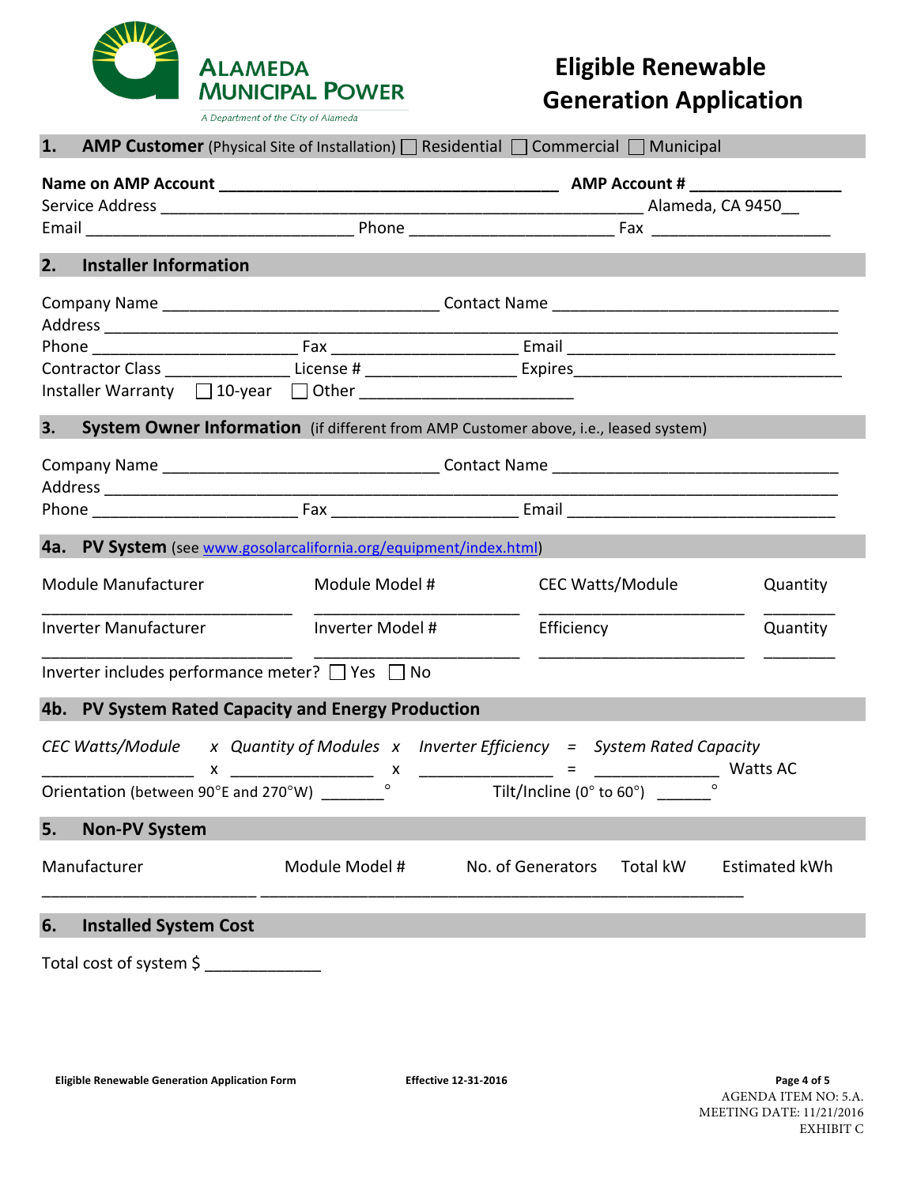ALAMEDA MUNICIPAL POWER

A Department of the City of Alameda

# Eligible Renewable Generation Application

## 1. AMP Customer (Physical Site of Installation) ☐ Residential ☐ Commercial ☐ Municipal

**Name on AMP Account** ______________________________________ **AMP Account #** ________________

Service Address _____________________________________________________ Alameda, CA 9450__

Email ______________________________ Phone _____________________ Fax ___________________

## 2. Installer Information

Company Name _______________________________ Contact Name ________________________________

Address ___________________________________________________________________________________

Phone ______________________ Fax _____________________ Email ______________________________

Contractor Class ______________ License # ________________ Expires____________________________

Installer Warranty ☐ 10-year ☐ Other ________________________

## 3. System Owner Information (if different from AMP Customer above, i.e., leased system)

Company Name _______________________________ Contact Name ________________________________

Address ___________________________________________________________________________________

Phone ______________________ Fax _____________________ Email ______________________________

## 4a. PV System (see www.gosolarcalifornia.org/equipment/index.html)

| Module Manufacturer | Module Model # | CEC Watts/Module | Quantity |
|---|---|---|---|
| ___________________________ | _______________________ | _______________________ | ________ |

| Inverter Manufacturer | Inverter Model # | Efficiency | Quantity |
|---|---|---|---|
| ___________________________ | _______________________ | _______________________ | ________ |

Inverter includes performance meter? ☐ Yes ☐ No

## 4b. PV System Rated Capacity and Energy Production

*CEC Watts/Module x Quantity of Modules x Inverter Efficiency = System Rated Capacity*

________________ x ________________ x _______________ = ______________ Watts AC

Orientation (between 90°E and 270°W) _______° Tilt/Incline (0° to 60°) ______°

## 5. Non-PV System

| Manufacturer | Module Model # | No. of Generators | Total kW | Estimated kWh |
|---|---|---|---|---|
| _______________________ | _______________________ | | | |

## 6. Installed System Cost

Total cost of system $ _____________

Eligible Renewable Generation Application Form — Effective 12-31-2016

AGENDA ITEM NO: 5.A.
MEETING DATE: 11/21/2016
EXHIBIT C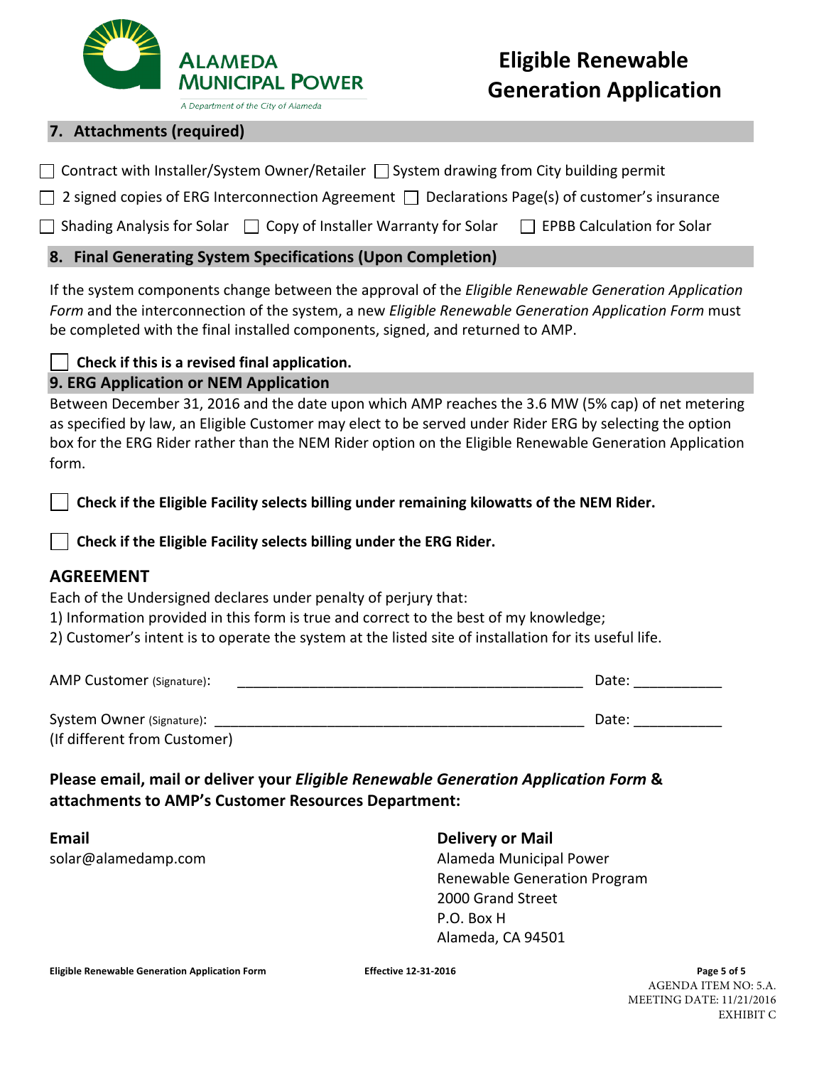**ALAMEDA MUNICIPAL POWER**
*A Department of the City of Alameda*

# Eligible Renewable Generation Application

## 7. Attachments (required)

☐ Contract with Installer/System Owner/Retailer ☐ System drawing from City building permit

☐ 2 signed copies of ERG Interconnection Agreement ☐ Declarations Page(s) of customer's insurance

☐ Shading Analysis for Solar ☐ Copy of Installer Warranty for Solar ☐ EPBB Calculation for Solar

## 8. Final Generating System Specifications (Upon Completion)

If the system components change between the approval of the *Eligible Renewable Generation Application Form* and the interconnection of the system, a new *Eligible Renewable Generation Application Form* must be completed with the final installed components, signed, and returned to AMP.

☐ **Check if this is a revised final application.**

## 9. ERG Application or NEM Application

Between December 31, 2016 and the date upon which AMP reaches the 3.6 MW (5% cap) of net metering as specified by law, an Eligible Customer may elect to be served under Rider ERG by selecting the option box for the ERG Rider rather than the NEM Rider option on the Eligible Renewable Generation Application form.

☐ **Check if the Eligible Facility selects billing under remaining kilowatts of the NEM Rider.**

☐ **Check if the Eligible Facility selects billing under the ERG Rider.**

## AGREEMENT

Each of the Undersigned declares under penalty of perjury that:

1) Information provided in this form is true and correct to the best of my knowledge;
2) Customer's intent is to operate the system at the listed site of installation for its useful life.

AMP Customer (Signature): _____________________________________________ Date: ___________

System Owner (Signature): _____________________________________________ Date: ___________
(If different from Customer)

**Please email, mail or deliver your *Eligible Renewable Generation Application Form* & attachments to AMP's Customer Resources Department:**

**Email**
solar@alamedamp.com

**Delivery or Mail**
Alameda Municipal Power
Renewable Generation Program
2000 Grand Street
P.O. Box H
Alameda, CA 94501

AGENDA ITEM NO: 5.A.
MEETING DATE: 11/21/2016
EXHIBIT C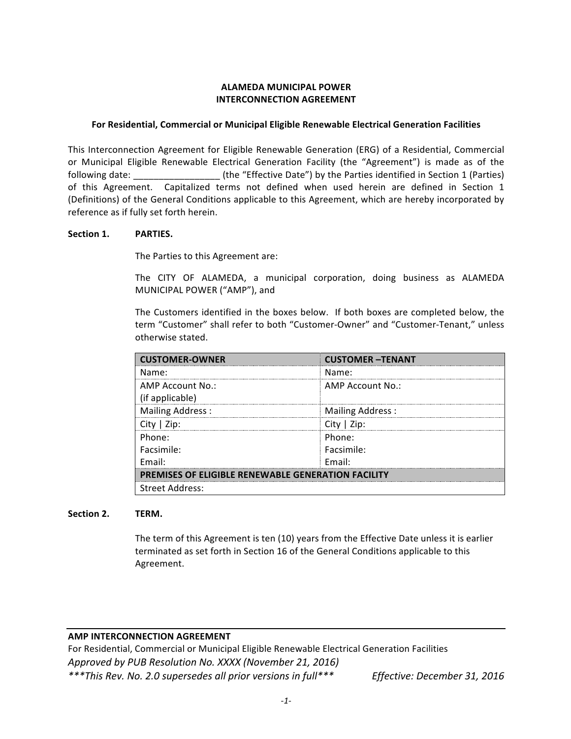**ALAMEDA MUNICIPAL POWER**
**INTERCONNECTION AGREEMENT**

**For Residential, Commercial or Municipal Eligible Renewable Electrical Generation Facilities**

This Interconnection Agreement for Eligible Renewable Generation (ERG) of a Residential, Commercial or Municipal Eligible Renewable Electrical Generation Facility (the "Agreement") is made as of the following date: _________________ (the "Effective Date") by the Parties identified in Section 1 (Parties) of this Agreement. Capitalized terms not defined when used herein are defined in Section 1 (Definitions) of the General Conditions applicable to this Agreement, which are hereby incorporated by reference as if fully set forth herein.

**Section 1. PARTIES.**

The Parties to this Agreement are:

The CITY OF ALAMEDA, a municipal corporation, doing business as ALAMEDA MUNICIPAL POWER ("AMP"), and

The Customers identified in the boxes below. If both boxes are completed below, the term "Customer" shall refer to both "Customer-Owner" and "Customer-Tenant," unless otherwise stated.

| **CUSTOMER-OWNER** | **CUSTOMER –TENANT** |
|---|---|
| Name: | Name: |
| AMP Account No.:<br>(if applicable) | AMP Account No.: |
| Mailing Address : | Mailing Address : |
| City \| Zip: | City \| Zip: |
| Phone:<br>Facsimile:<br>Email: | Phone:<br>Facsimile:<br>Email: |
| **PREMISES OF ELIGIBLE RENEWABLE GENERATION FACILITY** | |
| Street Address: | |

**Section 2. TERM.**

The term of this Agreement is ten (10) years from the Effective Date unless it is earlier terminated as set forth in Section 16 of the General Conditions applicable to this Agreement.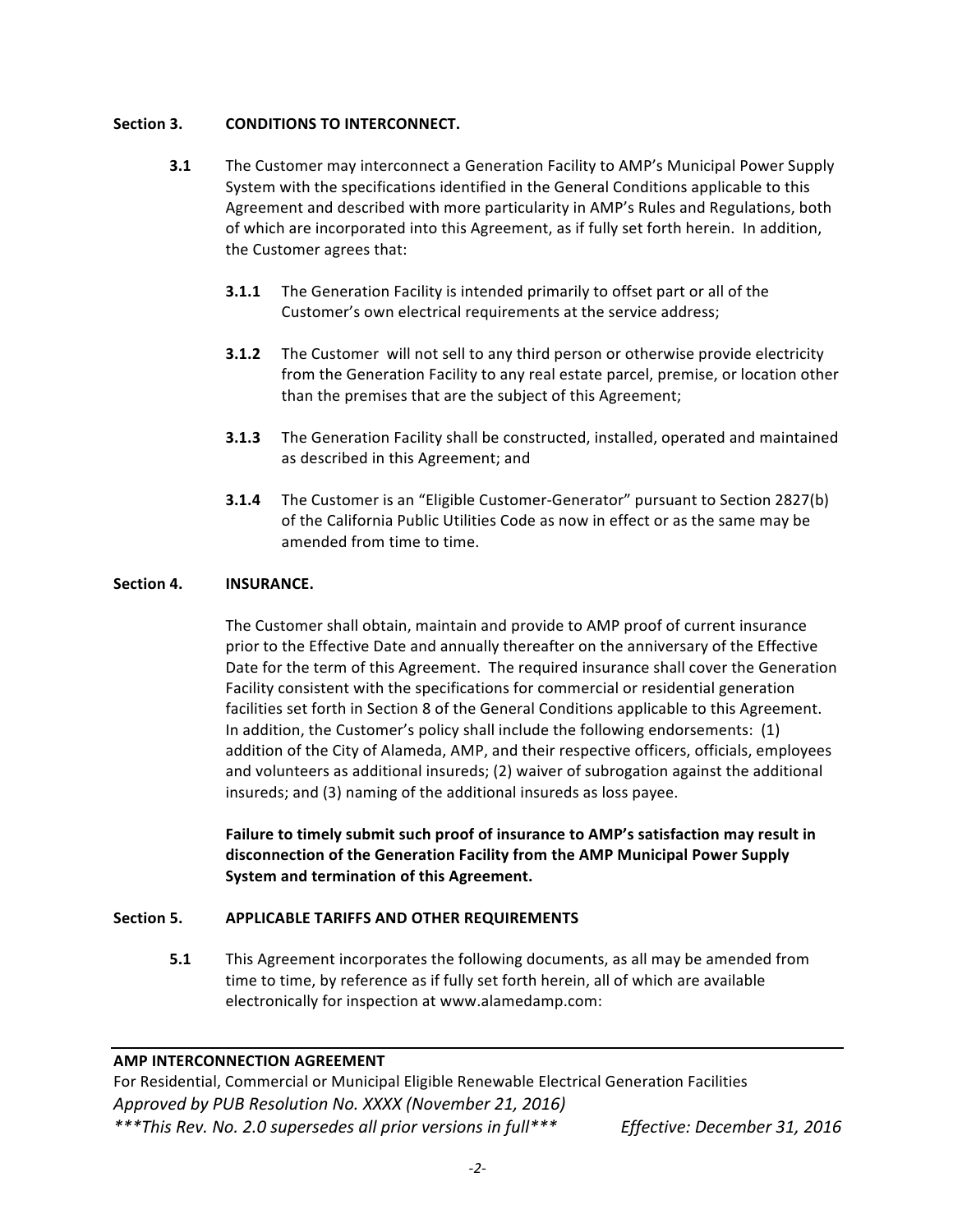**Section 3. CONDITIONS TO INTERCONNECT.**

**3.1** The Customer may interconnect a Generation Facility to AMP's Municipal Power Supply System with the specifications identified in the General Conditions applicable to this Agreement and described with more particularity in AMP's Rules and Regulations, both of which are incorporated into this Agreement, as if fully set forth herein. In addition, the Customer agrees that:

**3.1.1** The Generation Facility is intended primarily to offset part or all of the Customer's own electrical requirements at the service address;

**3.1.2** The Customer will not sell to any third person or otherwise provide electricity from the Generation Facility to any real estate parcel, premise, or location other than the premises that are the subject of this Agreement;

**3.1.3** The Generation Facility shall be constructed, installed, operated and maintained as described in this Agreement; and

**3.1.4** The Customer is an "Eligible Customer-Generator" pursuant to Section 2827(b) of the California Public Utilities Code as now in effect or as the same may be amended from time to time.

**Section 4. INSURANCE.**

The Customer shall obtain, maintain and provide to AMP proof of current insurance prior to the Effective Date and annually thereafter on the anniversary of the Effective Date for the term of this Agreement. The required insurance shall cover the Generation Facility consistent with the specifications for commercial or residential generation facilities set forth in Section 8 of the General Conditions applicable to this Agreement. In addition, the Customer's policy shall include the following endorsements: (1) addition of the City of Alameda, AMP, and their respective officers, officials, employees and volunteers as additional insureds; (2) waiver of subrogation against the additional insureds; and (3) naming of the additional insureds as loss payee.

**Failure to timely submit such proof of insurance to AMP's satisfaction may result in disconnection of the Generation Facility from the AMP Municipal Power Supply System and termination of this Agreement.**

**Section 5. APPLICABLE TARIFFS AND OTHER REQUIREMENTS**

**5.1** This Agreement incorporates the following documents, as all may be amended from time to time, by reference as if fully set forth herein, all of which are available electronically for inspection at www.alamedamp.com: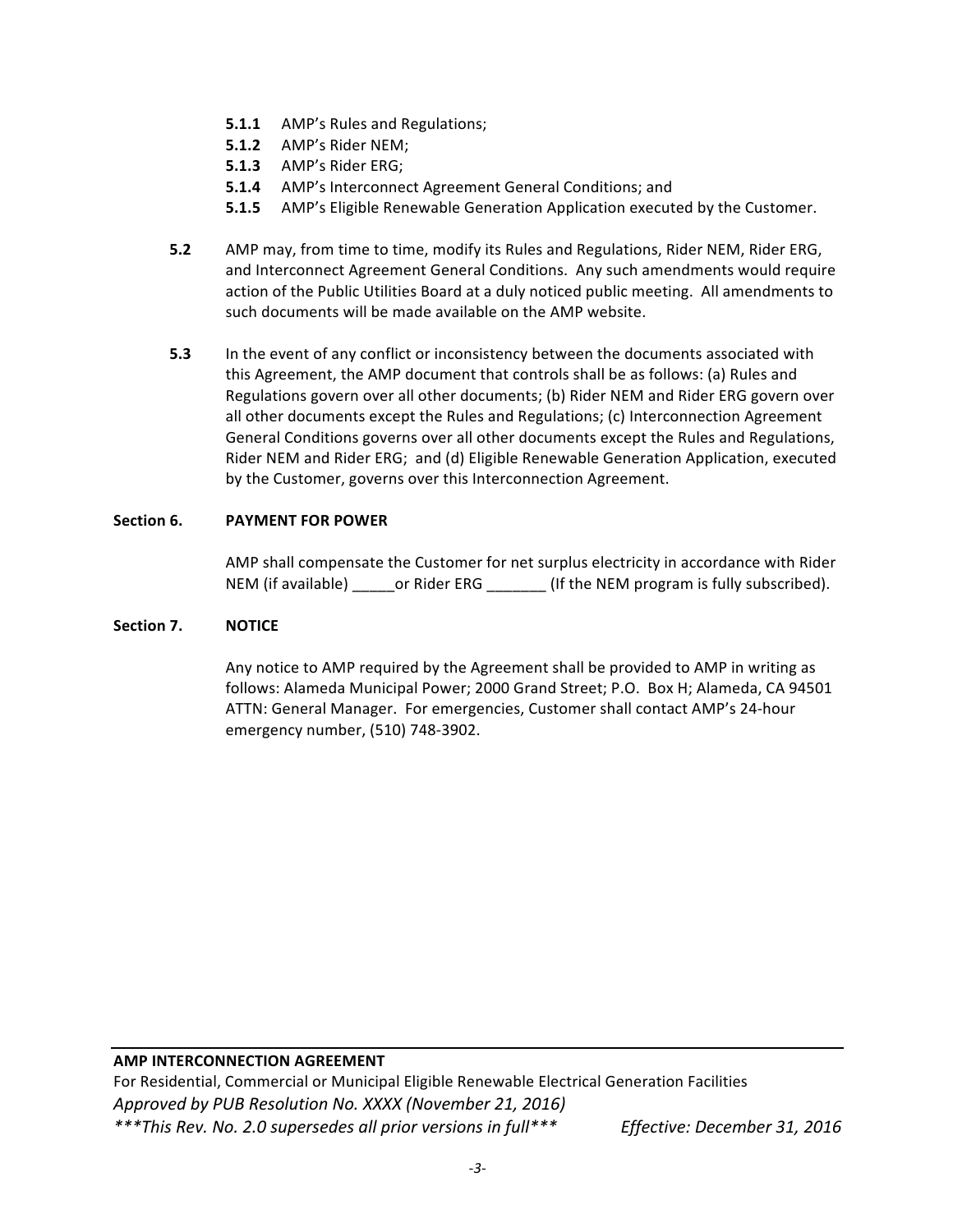- **5.1.1** AMP's Rules and Regulations;
- **5.1.2** AMP's Rider NEM;
- **5.1.3** AMP's Rider ERG;
- **5.1.4** AMP's Interconnect Agreement General Conditions; and
- **5.1.5** AMP's Eligible Renewable Generation Application executed by the Customer.

**5.2** AMP may, from time to time, modify its Rules and Regulations, Rider NEM, Rider ERG, and Interconnect Agreement General Conditions. Any such amendments would require action of the Public Utilities Board at a duly noticed public meeting. All amendments to such documents will be made available on the AMP website.

**5.3** In the event of any conflict or inconsistency between the documents associated with this Agreement, the AMP document that controls shall be as follows: (a) Rules and Regulations govern over all other documents; (b) Rider NEM and Rider ERG govern over all other documents except the Rules and Regulations; (c) Interconnection Agreement General Conditions governs over all other documents except the Rules and Regulations, Rider NEM and Rider ERG; and (d) Eligible Renewable Generation Application, executed by the Customer, governs over this Interconnection Agreement.

## Section 6. PAYMENT FOR POWER

AMP shall compensate the Customer for net surplus electricity in accordance with Rider NEM (if available) _____or Rider ERG _______ (If the NEM program is fully subscribed).

## Section 7. NOTICE

Any notice to AMP required by the Agreement shall be provided to AMP in writing as follows: Alameda Municipal Power; 2000 Grand Street; P.O. Box H; Alameda, CA 94501 ATTN: General Manager. For emergencies, Customer shall contact AMP's 24-hour emergency number, (510) 748-3902.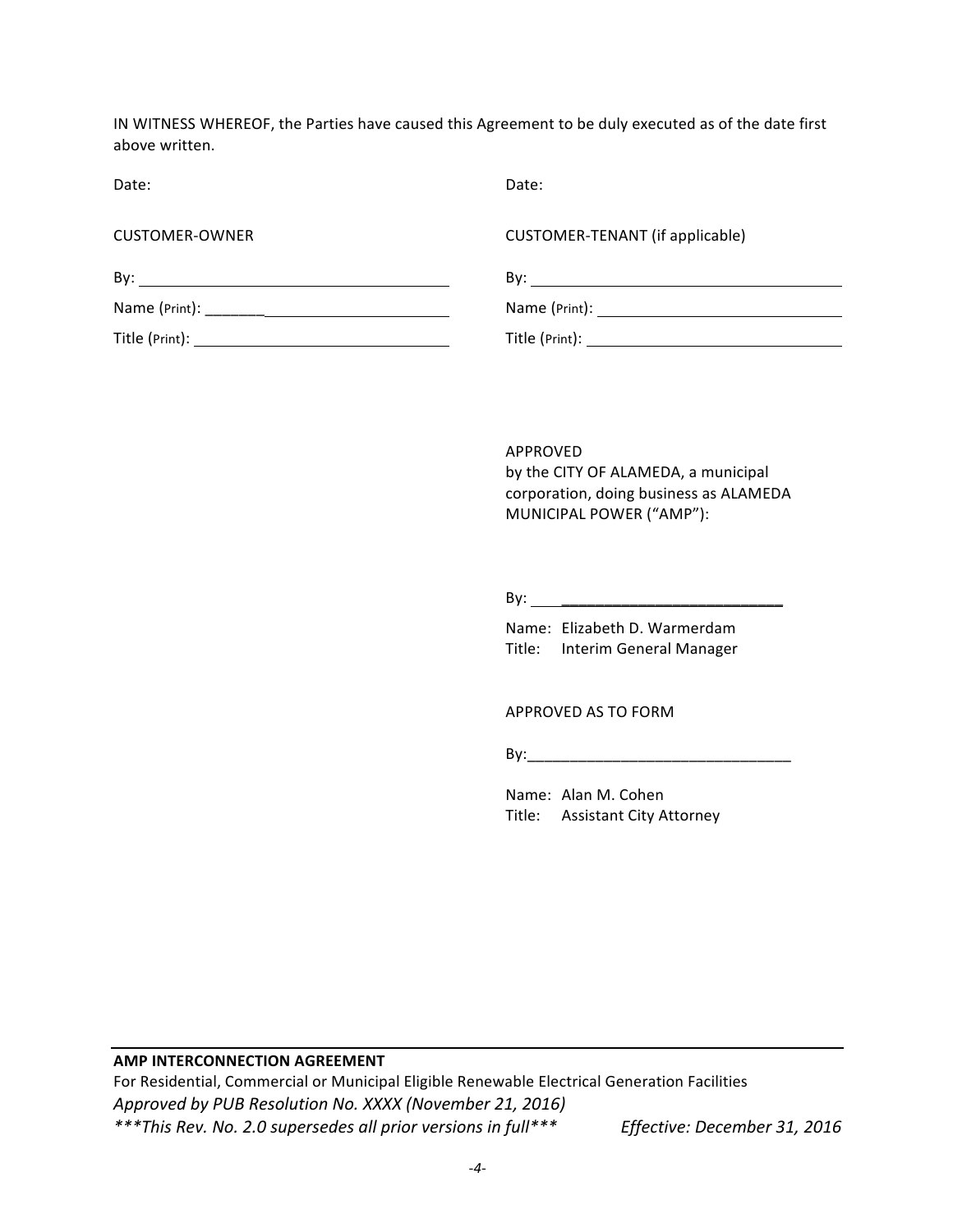IN WITNESS WHEREOF, the Parties have caused this Agreement to be duly executed as of the date first above written.

Date:

CUSTOMER-OWNER

By: ______________________________

Name (Print): ______________________________

Title (Print): ______________________________

Date:

CUSTOMER-TENANT (if applicable)

By: ______________________________

Name (Print): ______________________________

Title (Print): ______________________________

APPROVED
by the CITY OF ALAMEDA, a municipal corporation, doing business as ALAMEDA MUNICIPAL POWER ("AMP"):

By: ______________________________

Name: Elizabeth D. Warmerdam
Title: Interim General Manager

APPROVED AS TO FORM

By: ______________________________

Name: Alan M. Cohen
Title: Assistant City Attorney

**AMP INTERCONNECTION AGREEMENT**
For Residential, Commercial or Municipal Eligible Renewable Electrical Generation Facilities
*Approved by PUB Resolution No. XXXX (November 21, 2016)*
****This Rev. No. 2.0 supersedes all prior versions in full**** *Effective: December 31, 2016*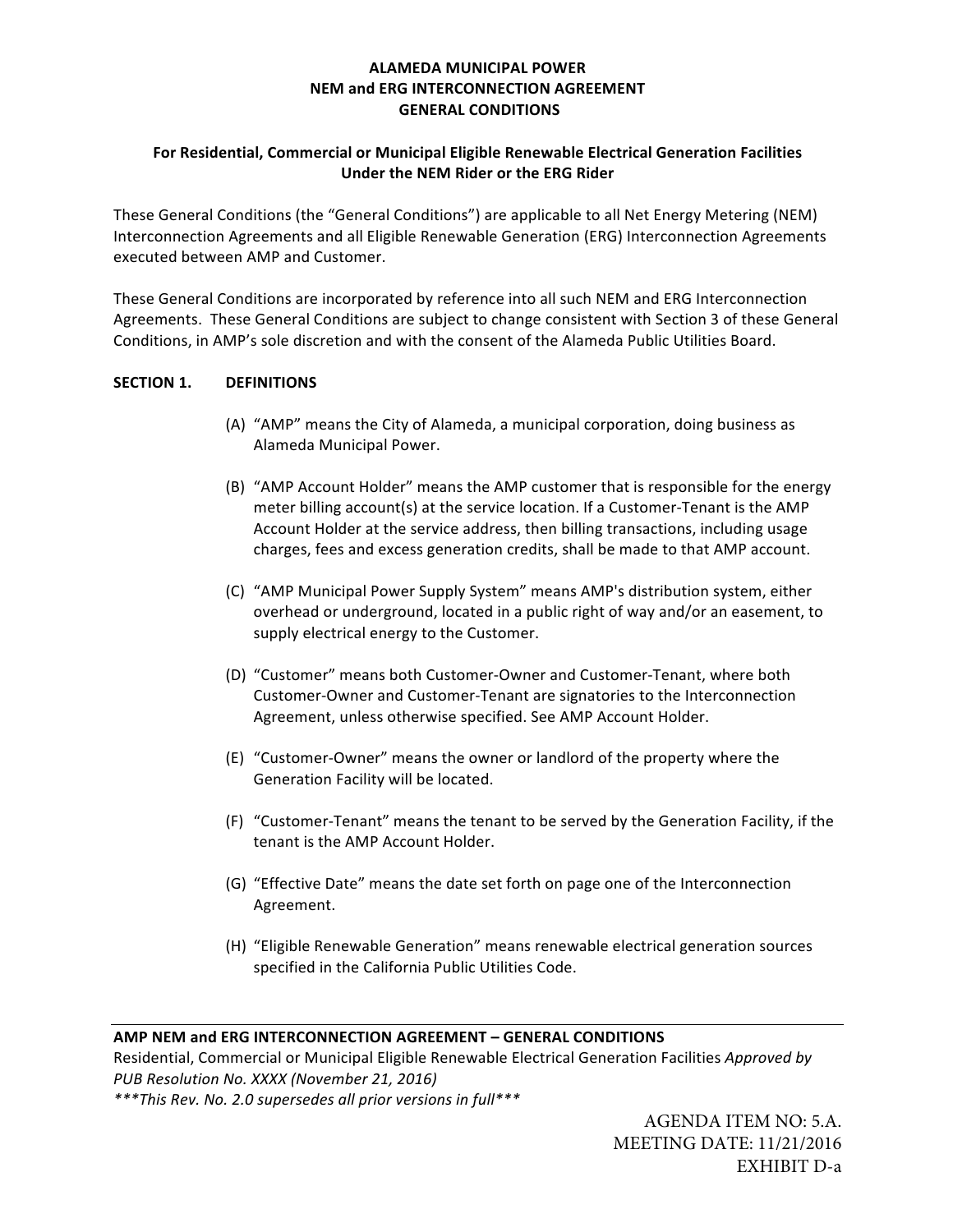**ALAMEDA MUNICIPAL POWER**
**NEM and ERG INTERCONNECTION AGREEMENT**
**GENERAL CONDITIONS**

**For Residential, Commercial or Municipal Eligible Renewable Electrical Generation Facilities Under the NEM Rider or the ERG Rider**

These General Conditions (the "General Conditions") are applicable to all Net Energy Metering (NEM) Interconnection Agreements and all Eligible Renewable Generation (ERG) Interconnection Agreements executed between AMP and Customer.

These General Conditions are incorporated by reference into all such NEM and ERG Interconnection Agreements. These General Conditions are subject to change consistent with Section 3 of these General Conditions, in AMP's sole discretion and with the consent of the Alameda Public Utilities Board.

## SECTION 1. DEFINITIONS

(A) "AMP" means the City of Alameda, a municipal corporation, doing business as Alameda Municipal Power.

(B) "AMP Account Holder" means the AMP customer that is responsible for the energy meter billing account(s) at the service location. If a Customer-Tenant is the AMP Account Holder at the service address, then billing transactions, including usage charges, fees and excess generation credits, shall be made to that AMP account.

(C) "AMP Municipal Power Supply System" means AMP's distribution system, either overhead or underground, located in a public right of way and/or an easement, to supply electrical energy to the Customer.

(D) "Customer" means both Customer-Owner and Customer-Tenant, where both Customer-Owner and Customer-Tenant are signatories to the Interconnection Agreement, unless otherwise specified. See AMP Account Holder.

(E) "Customer-Owner" means the owner or landlord of the property where the Generation Facility will be located.

(F) "Customer-Tenant" means the tenant to be served by the Generation Facility, if the tenant is the AMP Account Holder.

(G) "Effective Date" means the date set forth on page one of the Interconnection Agreement.

(H) "Eligible Renewable Generation" means renewable electrical generation sources specified in the California Public Utilities Code.

**AMP NEM and ERG INTERCONNECTION AGREEMENT – GENERAL CONDITIONS**
Residential, Commercial or Municipal Eligible Renewable Electrical Generation Facilities *Approved by PUB Resolution No. XXXX (November 21, 2016)*
****This Rev. No. 2.0 supersedes all prior versions in full****

AGENDA ITEM NO: 5.A.
MEETING DATE: 11/21/2016
EXHIBIT D-a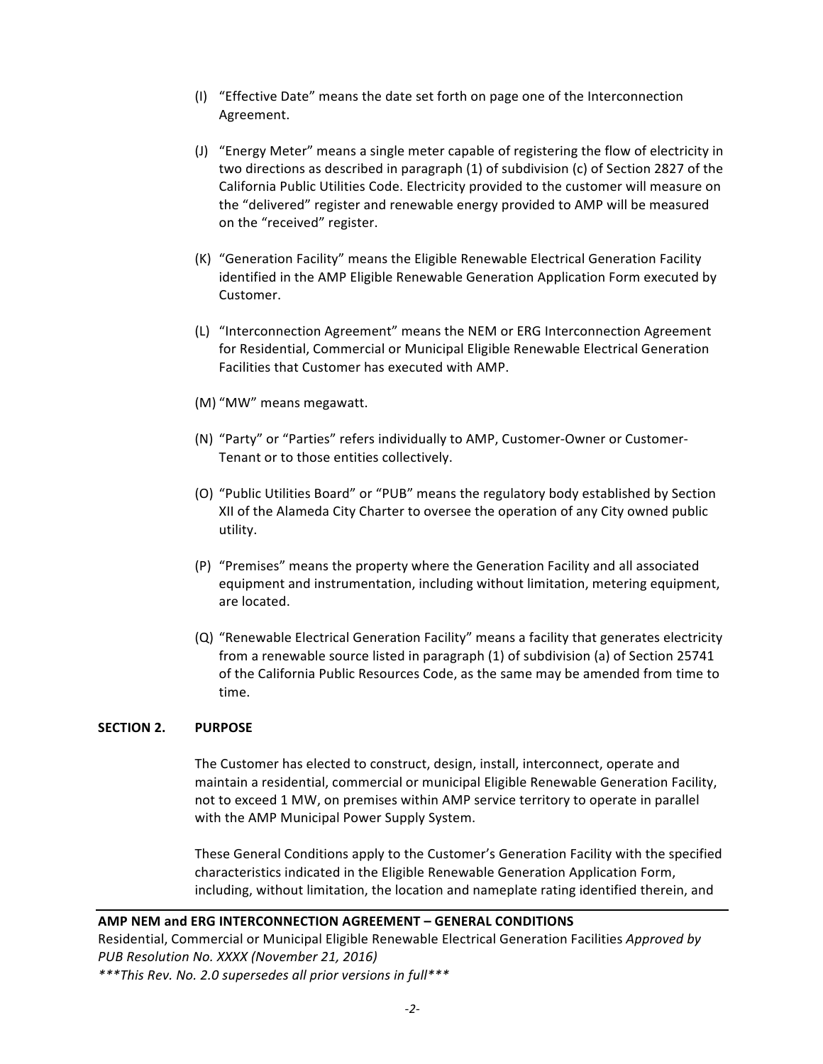(I) "Effective Date" means the date set forth on page one of the Interconnection Agreement.

(J) "Energy Meter" means a single meter capable of registering the flow of electricity in two directions as described in paragraph (1) of subdivision (c) of Section 2827 of the California Public Utilities Code. Electricity provided to the customer will measure on the "delivered" register and renewable energy provided to AMP will be measured on the "received" register.

(K) "Generation Facility" means the Eligible Renewable Electrical Generation Facility identified in the AMP Eligible Renewable Generation Application Form executed by Customer.

(L) "Interconnection Agreement" means the NEM or ERG Interconnection Agreement for Residential, Commercial or Municipal Eligible Renewable Electrical Generation Facilities that Customer has executed with AMP.

(M) "MW" means megawatt.

(N) "Party" or "Parties" refers individually to AMP, Customer-Owner or Customer-Tenant or to those entities collectively.

(O) "Public Utilities Board" or "PUB" means the regulatory body established by Section XII of the Alameda City Charter to oversee the operation of any City owned public utility.

(P) "Premises" means the property where the Generation Facility and all associated equipment and instrumentation, including without limitation, metering equipment, are located.

(Q) "Renewable Electrical Generation Facility" means a facility that generates electricity from a renewable source listed in paragraph (1) of subdivision (a) of Section 25741 of the California Public Resources Code, as the same may be amended from time to time.

**SECTION 2. PURPOSE**

The Customer has elected to construct, design, install, interconnect, operate and maintain a residential, commercial or municipal Eligible Renewable Generation Facility, not to exceed 1 MW, on premises within AMP service territory to operate in parallel with the AMP Municipal Power Supply System.

These General Conditions apply to the Customer's Generation Facility with the specified characteristics indicated in the Eligible Renewable Generation Application Form, including, without limitation, the location and nameplate rating identified therein, and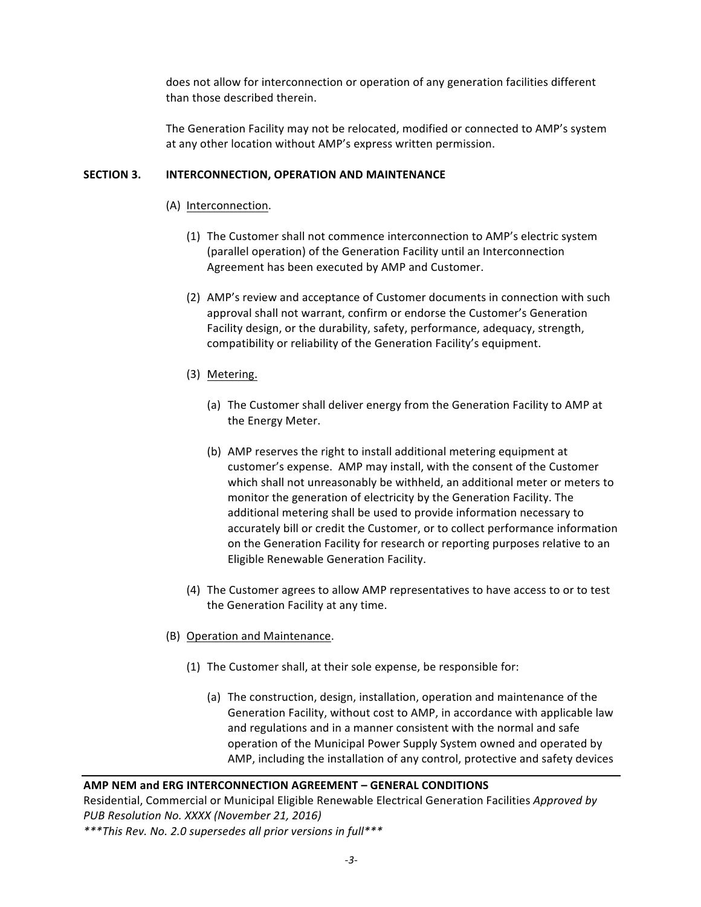does not allow for interconnection or operation of any generation facilities different than those described therein.

The Generation Facility may not be relocated, modified or connected to AMP's system at any other location without AMP's express written permission.

## SECTION 3. INTERCONNECTION, OPERATION AND MAINTENANCE

(A) Interconnection.

(1) The Customer shall not commence interconnection to AMP's electric system (parallel operation) of the Generation Facility until an Interconnection Agreement has been executed by AMP and Customer.

(2) AMP's review and acceptance of Customer documents in connection with such approval shall not warrant, confirm or endorse the Customer's Generation Facility design, or the durability, safety, performance, adequacy, strength, compatibility or reliability of the Generation Facility's equipment.

(3) Metering.

(a) The Customer shall deliver energy from the Generation Facility to AMP at the Energy Meter.

(b) AMP reserves the right to install additional metering equipment at customer's expense. AMP may install, with the consent of the Customer which shall not unreasonably be withheld, an additional meter or meters to monitor the generation of electricity by the Generation Facility. The additional metering shall be used to provide information necessary to accurately bill or credit the Customer, or to collect performance information on the Generation Facility for research or reporting purposes relative to an Eligible Renewable Generation Facility.

(4) The Customer agrees to allow AMP representatives to have access to or to test the Generation Facility at any time.

(B) Operation and Maintenance.

(1) The Customer shall, at their sole expense, be responsible for:

(a) The construction, design, installation, operation and maintenance of the Generation Facility, without cost to AMP, in accordance with applicable law and regulations and in a manner consistent with the normal and safe operation of the Municipal Power Supply System owned and operated by AMP, including the installation of any control, protective and safety devices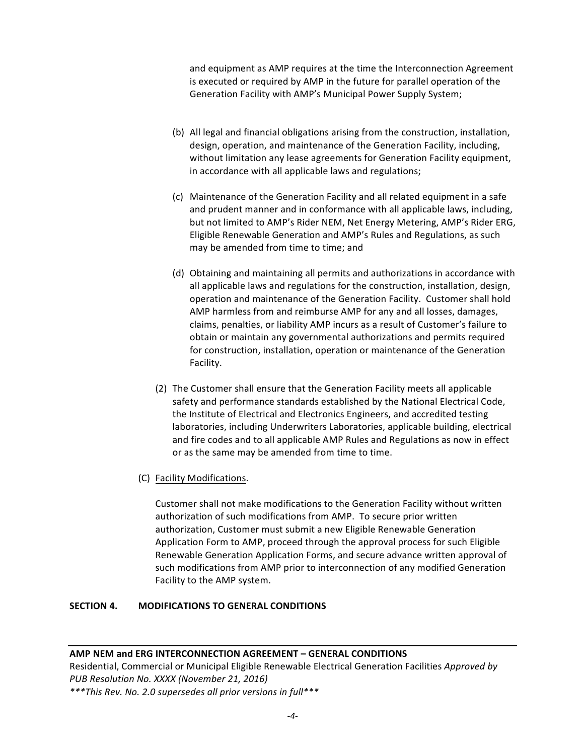and equipment as AMP requires at the time the Interconnection Agreement is executed or required by AMP in the future for parallel operation of the Generation Facility with AMP's Municipal Power Supply System;

(b) All legal and financial obligations arising from the construction, installation, design, operation, and maintenance of the Generation Facility, including, without limitation any lease agreements for Generation Facility equipment, in accordance with all applicable laws and regulations;

(c) Maintenance of the Generation Facility and all related equipment in a safe and prudent manner and in conformance with all applicable laws, including, but not limited to AMP's Rider NEM, Net Energy Metering, AMP's Rider ERG, Eligible Renewable Generation and AMP's Rules and Regulations, as such may be amended from time to time; and

(d) Obtaining and maintaining all permits and authorizations in accordance with all applicable laws and regulations for the construction, installation, design, operation and maintenance of the Generation Facility. Customer shall hold AMP harmless from and reimburse AMP for any and all losses, damages, claims, penalties, or liability AMP incurs as a result of Customer's failure to obtain or maintain any governmental authorizations and permits required for construction, installation, operation or maintenance of the Generation Facility.

(2) The Customer shall ensure that the Generation Facility meets all applicable safety and performance standards established by the National Electrical Code, the Institute of Electrical and Electronics Engineers, and accredited testing laboratories, including Underwriters Laboratories, applicable building, electrical and fire codes and to all applicable AMP Rules and Regulations as now in effect or as the same may be amended from time to time.

(C) Facility Modifications.

Customer shall not make modifications to the Generation Facility without written authorization of such modifications from AMP. To secure prior written authorization, Customer must submit a new Eligible Renewable Generation Application Form to AMP, proceed through the approval process for such Eligible Renewable Generation Application Forms, and secure advance written approval of such modifications from AMP prior to interconnection of any modified Generation Facility to the AMP system.

## SECTION 4. MODIFICATIONS TO GENERAL CONDITIONS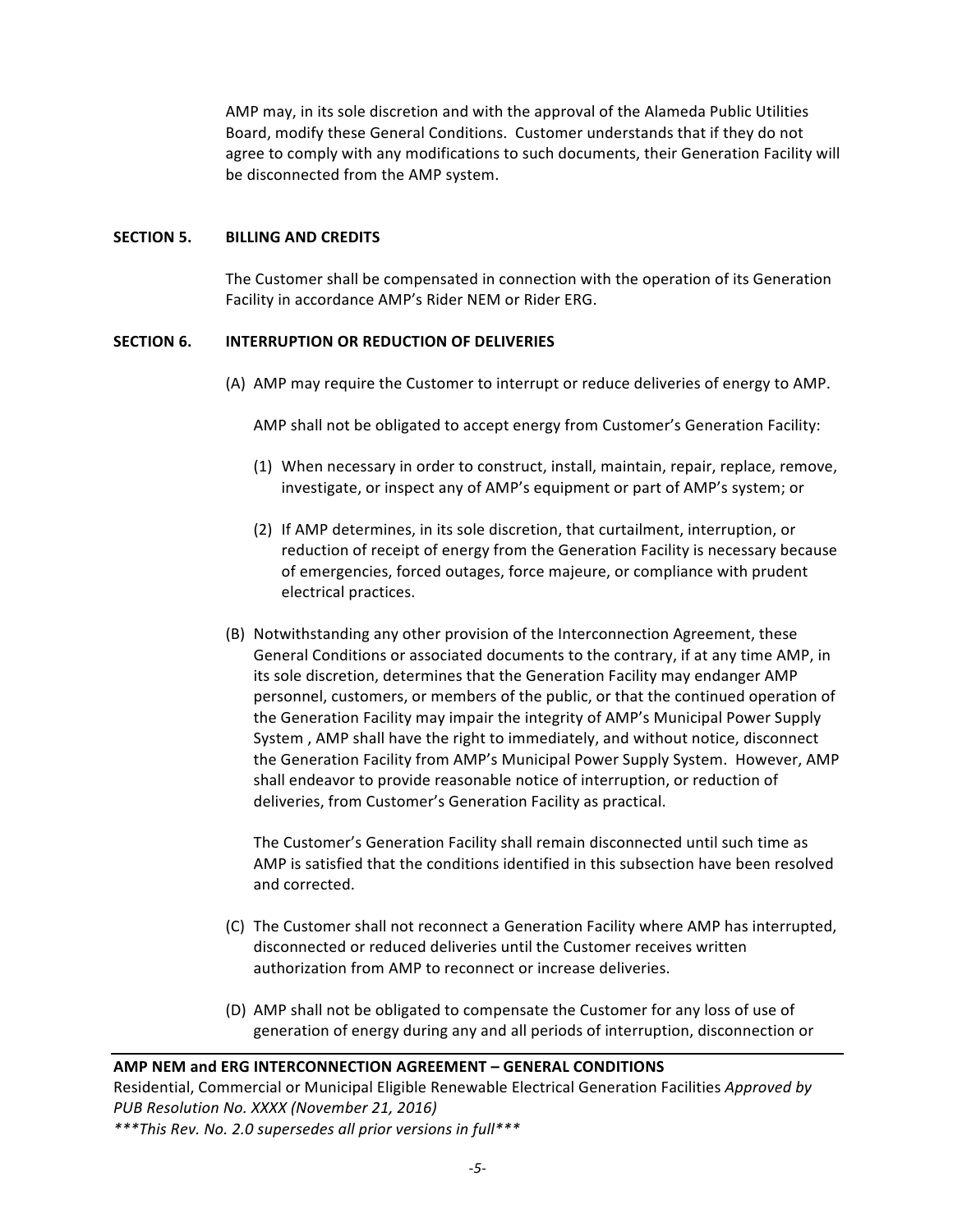AMP may, in its sole discretion and with the approval of the Alameda Public Utilities Board, modify these General Conditions. Customer understands that if they do not agree to comply with any modifications to such documents, their Generation Facility will be disconnected from the AMP system.

## SECTION 5. BILLING AND CREDITS

The Customer shall be compensated in connection with the operation of its Generation Facility in accordance AMP's Rider NEM or Rider ERG.

## SECTION 6. INTERRUPTION OR REDUCTION OF DELIVERIES

(A) AMP may require the Customer to interrupt or reduce deliveries of energy to AMP.

AMP shall not be obligated to accept energy from Customer's Generation Facility:

(1) When necessary in order to construct, install, maintain, repair, replace, remove, investigate, or inspect any of AMP's equipment or part of AMP's system; or

(2) If AMP determines, in its sole discretion, that curtailment, interruption, or reduction of receipt of energy from the Generation Facility is necessary because of emergencies, forced outages, force majeure, or compliance with prudent electrical practices.

(B) Notwithstanding any other provision of the Interconnection Agreement, these General Conditions or associated documents to the contrary, if at any time AMP, in its sole discretion, determines that the Generation Facility may endanger AMP personnel, customers, or members of the public, or that the continued operation of the Generation Facility may impair the integrity of AMP's Municipal Power Supply System , AMP shall have the right to immediately, and without notice, disconnect the Generation Facility from AMP's Municipal Power Supply System. However, AMP shall endeavor to provide reasonable notice of interruption, or reduction of deliveries, from Customer's Generation Facility as practical.

The Customer's Generation Facility shall remain disconnected until such time as AMP is satisfied that the conditions identified in this subsection have been resolved and corrected.

(C) The Customer shall not reconnect a Generation Facility where AMP has interrupted, disconnected or reduced deliveries until the Customer receives written authorization from AMP to reconnect or increase deliveries.

(D) AMP shall not be obligated to compensate the Customer for any loss of use of generation of energy during any and all periods of interruption, disconnection or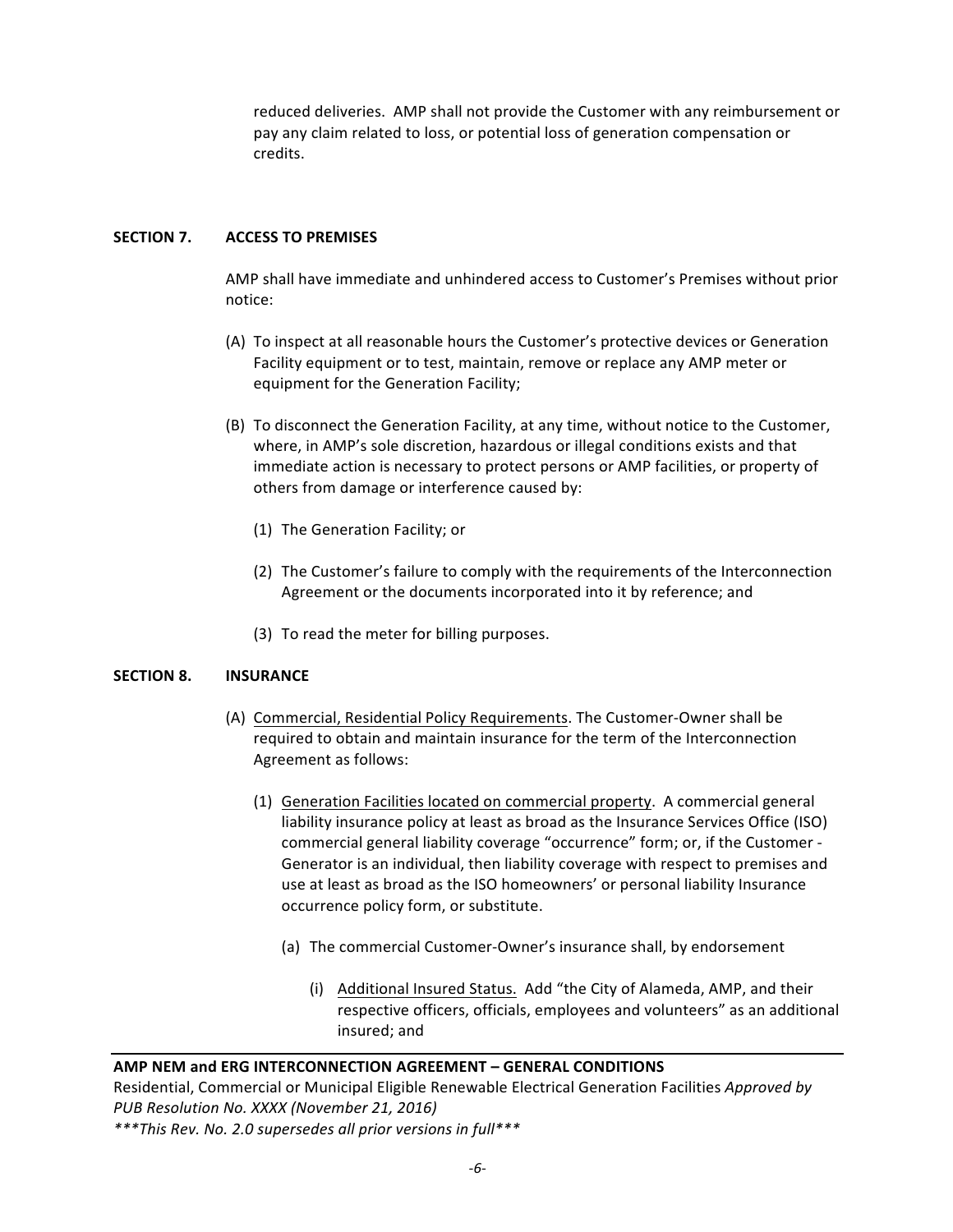reduced deliveries. AMP shall not provide the Customer with any reimbursement or pay any claim related to loss, or potential loss of generation compensation or credits.

## SECTION 7. ACCESS TO PREMISES

AMP shall have immediate and unhindered access to Customer's Premises without prior notice:

(A) To inspect at all reasonable hours the Customer's protective devices or Generation Facility equipment or to test, maintain, remove or replace any AMP meter or equipment for the Generation Facility;

(B) To disconnect the Generation Facility, at any time, without notice to the Customer, where, in AMP's sole discretion, hazardous or illegal conditions exists and that immediate action is necessary to protect persons or AMP facilities, or property of others from damage or interference caused by:

(1) The Generation Facility; or

(2) The Customer's failure to comply with the requirements of the Interconnection Agreement or the documents incorporated into it by reference; and

(3) To read the meter for billing purposes.

## SECTION 8. INSURANCE

(A) Commercial, Residential Policy Requirements. The Customer-Owner shall be required to obtain and maintain insurance for the term of the Interconnection Agreement as follows:

(1) Generation Facilities located on commercial property. A commercial general liability insurance policy at least as broad as the Insurance Services Office (ISO) commercial general liability coverage "occurrence" form; or, if the Customer - Generator is an individual, then liability coverage with respect to premises and use at least as broad as the ISO homeowners' or personal liability Insurance occurrence policy form, or substitute.

(a) The commercial Customer-Owner's insurance shall, by endorsement

(i) Additional Insured Status. Add "the City of Alameda, AMP, and their respective officers, officials, employees and volunteers" as an additional insured; and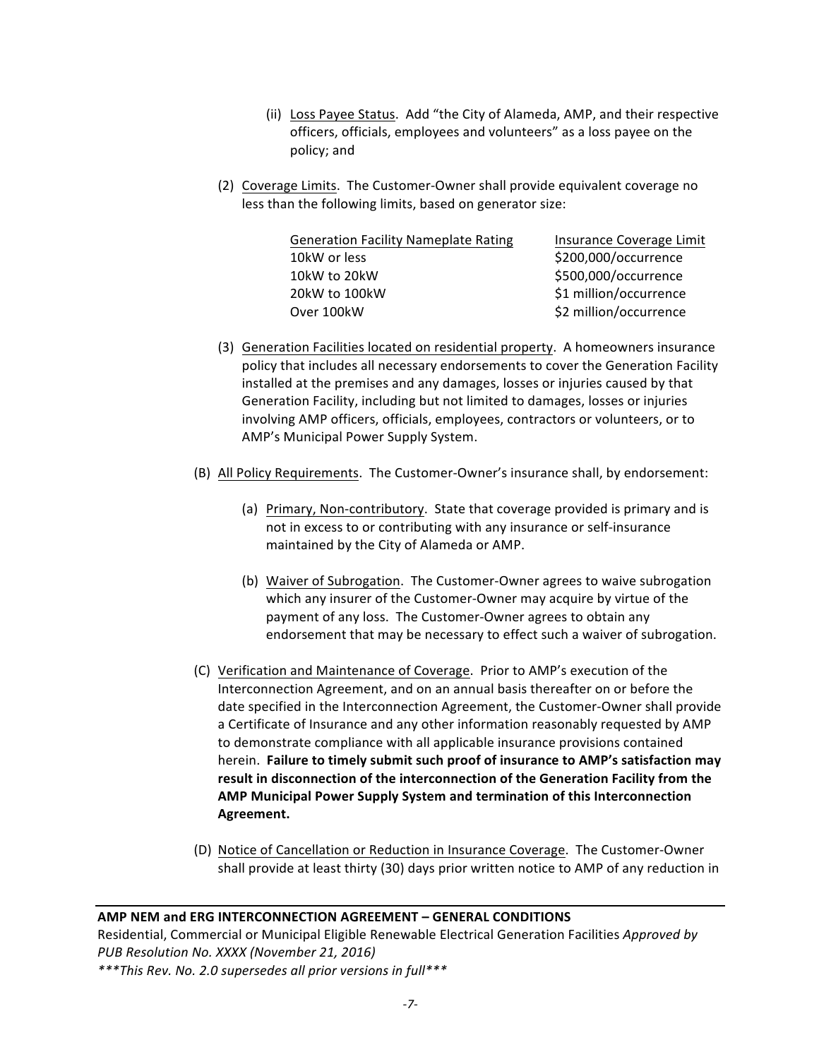(ii) Loss Payee Status. Add "the City of Alameda, AMP, and their respective officers, officials, employees and volunteers" as a loss payee on the policy; and

(2) Coverage Limits. The Customer-Owner shall provide equivalent coverage no less than the following limits, based on generator size:

| Generation Facility Nameplate Rating | Insurance Coverage Limit |
| --- | --- |
| 10kW or less | $200,000/occurrence |
| 10kW to 20kW | $500,000/occurrence |
| 20kW to 100kW | $1 million/occurrence |
| Over 100kW | $2 million/occurrence |

(3) Generation Facilities located on residential property. A homeowners insurance policy that includes all necessary endorsements to cover the Generation Facility installed at the premises and any damages, losses or injuries caused by that Generation Facility, including but not limited to damages, losses or injuries involving AMP officers, officials, employees, contractors or volunteers, or to AMP's Municipal Power Supply System.

(B) All Policy Requirements. The Customer-Owner's insurance shall, by endorsement:

(a) Primary, Non-contributory. State that coverage provided is primary and is not in excess to or contributing with any insurance or self-insurance maintained by the City of Alameda or AMP.

(b) Waiver of Subrogation. The Customer-Owner agrees to waive subrogation which any insurer of the Customer-Owner may acquire by virtue of the payment of any loss. The Customer-Owner agrees to obtain any endorsement that may be necessary to effect such a waiver of subrogation.

(C) Verification and Maintenance of Coverage. Prior to AMP's execution of the Interconnection Agreement, and on an annual basis thereafter on or before the date specified in the Interconnection Agreement, the Customer-Owner shall provide a Certificate of Insurance and any other information reasonably requested by AMP to demonstrate compliance with all applicable insurance provisions contained herein. **Failure to timely submit such proof of insurance to AMP's satisfaction may result in disconnection of the interconnection of the Generation Facility from the AMP Municipal Power Supply System and termination of this Interconnection Agreement.**

(D) Notice of Cancellation or Reduction in Insurance Coverage. The Customer-Owner shall provide at least thirty (30) days prior written notice to AMP of any reduction in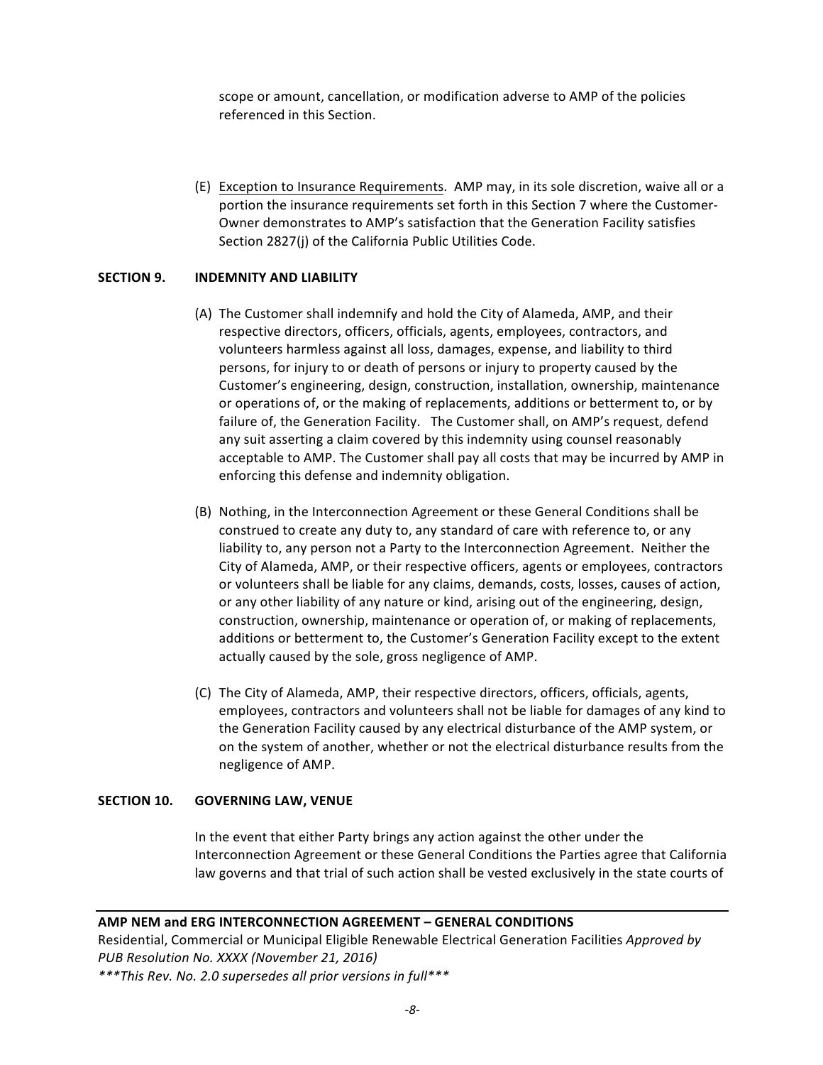scope or amount, cancellation, or modification adverse to AMP of the policies referenced in this Section.

(E) Exception to Insurance Requirements. AMP may, in its sole discretion, waive all or a portion the insurance requirements set forth in this Section 7 where the Customer-Owner demonstrates to AMP's satisfaction that the Generation Facility satisfies Section 2827(j) of the California Public Utilities Code.

## SECTION 9. INDEMNITY AND LIABILITY

(A) The Customer shall indemnify and hold the City of Alameda, AMP, and their respective directors, officers, officials, agents, employees, contractors, and volunteers harmless against all loss, damages, expense, and liability to third persons, for injury to or death of persons or injury to property caused by the Customer's engineering, design, construction, installation, ownership, maintenance or operations of, or the making of replacements, additions or betterment to, or by failure of, the Generation Facility. The Customer shall, on AMP's request, defend any suit asserting a claim covered by this indemnity using counsel reasonably acceptable to AMP. The Customer shall pay all costs that may be incurred by AMP in enforcing this defense and indemnity obligation.

(B) Nothing, in the Interconnection Agreement or these General Conditions shall be construed to create any duty to, any standard of care with reference to, or any liability to, any person not a Party to the Interconnection Agreement. Neither the City of Alameda, AMP, or their respective officers, agents or employees, contractors or volunteers shall be liable for any claims, demands, costs, losses, causes of action, or any other liability of any nature or kind, arising out of the engineering, design, construction, ownership, maintenance or operation of, or making of replacements, additions or betterment to, the Customer's Generation Facility except to the extent actually caused by the sole, gross negligence of AMP.

(C) The City of Alameda, AMP, their respective directors, officers, officials, agents, employees, contractors and volunteers shall not be liable for damages of any kind to the Generation Facility caused by any electrical disturbance of the AMP system, or on the system of another, whether or not the electrical disturbance results from the negligence of AMP.

## SECTION 10. GOVERNING LAW, VENUE

In the event that either Party brings any action against the other under the Interconnection Agreement or these General Conditions the Parties agree that California law governs and that trial of such action shall be vested exclusively in the state courts of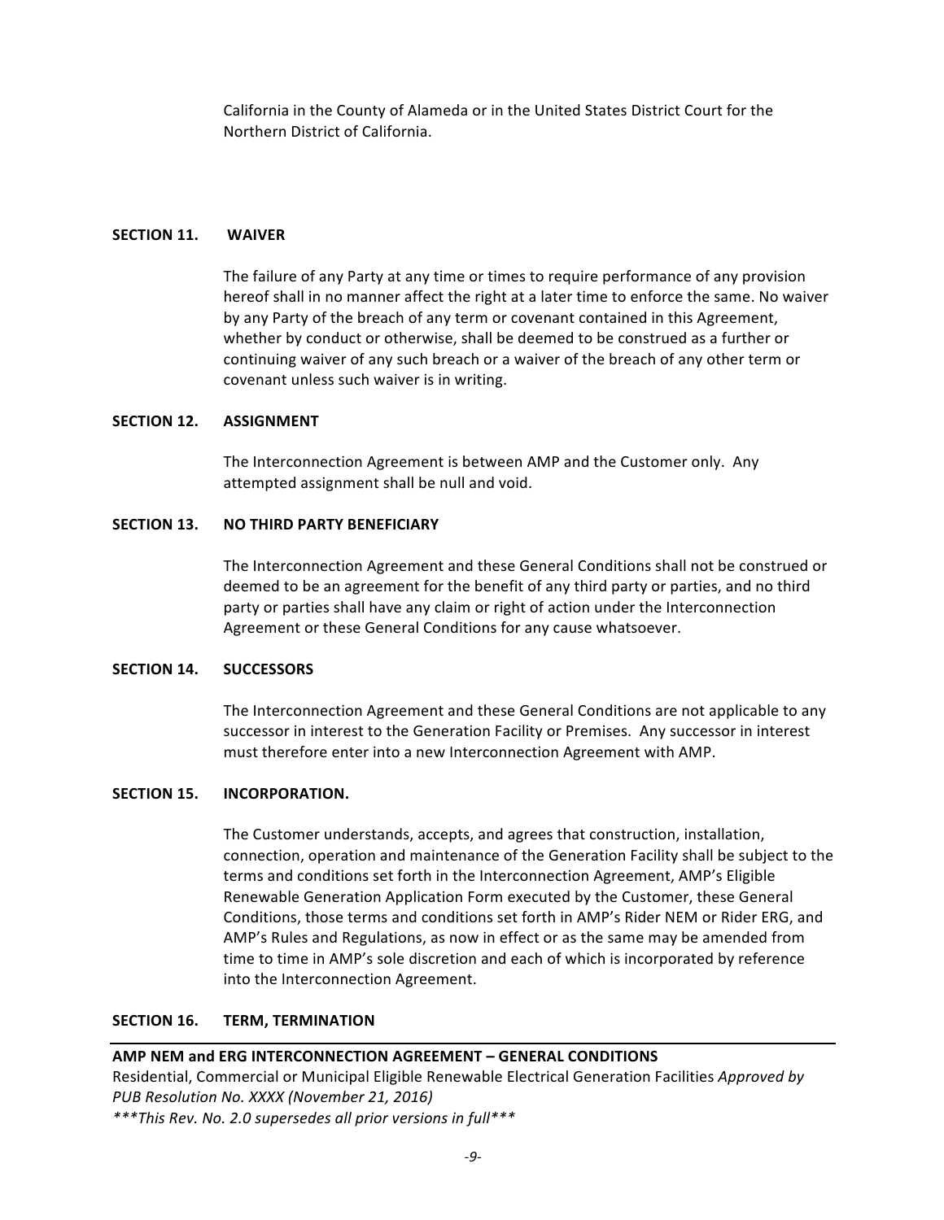California in the County of Alameda or in the United States District Court for the Northern District of California.

## SECTION 11. WAIVER

The failure of any Party at any time or times to require performance of any provision hereof shall in no manner affect the right at a later time to enforce the same. No waiver by any Party of the breach of any term or covenant contained in this Agreement, whether by conduct or otherwise, shall be deemed to be construed as a further or continuing waiver of any such breach or a waiver of the breach of any other term or covenant unless such waiver is in writing.

## SECTION 12. ASSIGNMENT

The Interconnection Agreement is between AMP and the Customer only. Any attempted assignment shall be null and void.

## SECTION 13. NO THIRD PARTY BENEFICIARY

The Interconnection Agreement and these General Conditions shall not be construed or deemed to be an agreement for the benefit of any third party or parties, and no third party or parties shall have any claim or right of action under the Interconnection Agreement or these General Conditions for any cause whatsoever.

## SECTION 14. SUCCESSORS

The Interconnection Agreement and these General Conditions are not applicable to any successor in interest to the Generation Facility or Premises. Any successor in interest must therefore enter into a new Interconnection Agreement with AMP.

## SECTION 15. INCORPORATION.

The Customer understands, accepts, and agrees that construction, installation, connection, operation and maintenance of the Generation Facility shall be subject to the terms and conditions set forth in the Interconnection Agreement, AMP's Eligible Renewable Generation Application Form executed by the Customer, these General Conditions, those terms and conditions set forth in AMP's Rider NEM or Rider ERG, and AMP's Rules and Regulations, as now in effect or as the same may be amended from time to time in AMP's sole discretion and each of which is incorporated by reference into the Interconnection Agreement.

## SECTION 16. TERM, TERMINATION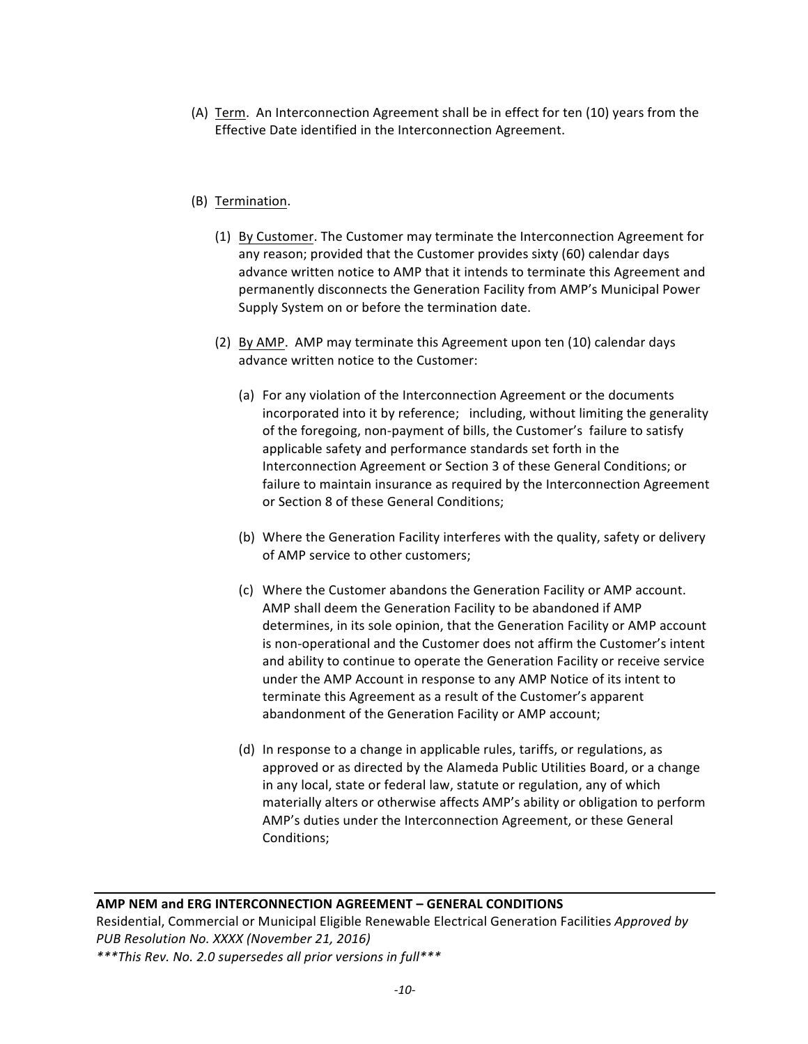(A) Term. An Interconnection Agreement shall be in effect for ten (10) years from the Effective Date identified in the Interconnection Agreement.

(B) Termination.

(1) By Customer. The Customer may terminate the Interconnection Agreement for any reason; provided that the Customer provides sixty (60) calendar days advance written notice to AMP that it intends to terminate this Agreement and permanently disconnects the Generation Facility from AMP's Municipal Power Supply System on or before the termination date.

(2) By AMP. AMP may terminate this Agreement upon ten (10) calendar days advance written notice to the Customer:

(a) For any violation of the Interconnection Agreement or the documents incorporated into it by reference; including, without limiting the generality of the foregoing, non-payment of bills, the Customer's failure to satisfy applicable safety and performance standards set forth in the Interconnection Agreement or Section 3 of these General Conditions; or failure to maintain insurance as required by the Interconnection Agreement or Section 8 of these General Conditions;

(b) Where the Generation Facility interferes with the quality, safety or delivery of AMP service to other customers;

(c) Where the Customer abandons the Generation Facility or AMP account. AMP shall deem the Generation Facility to be abandoned if AMP determines, in its sole opinion, that the Generation Facility or AMP account is non-operational and the Customer does not affirm the Customer's intent and ability to continue to operate the Generation Facility or receive service under the AMP Account in response to any AMP Notice of its intent to terminate this Agreement as a result of the Customer's apparent abandonment of the Generation Facility or AMP account;

(d) In response to a change in applicable rules, tariffs, or regulations, as approved or as directed by the Alameda Public Utilities Board, or a change in any local, state or federal law, statute or regulation, any of which materially alters or otherwise affects AMP's ability or obligation to perform AMP's duties under the Interconnection Agreement, or these General Conditions;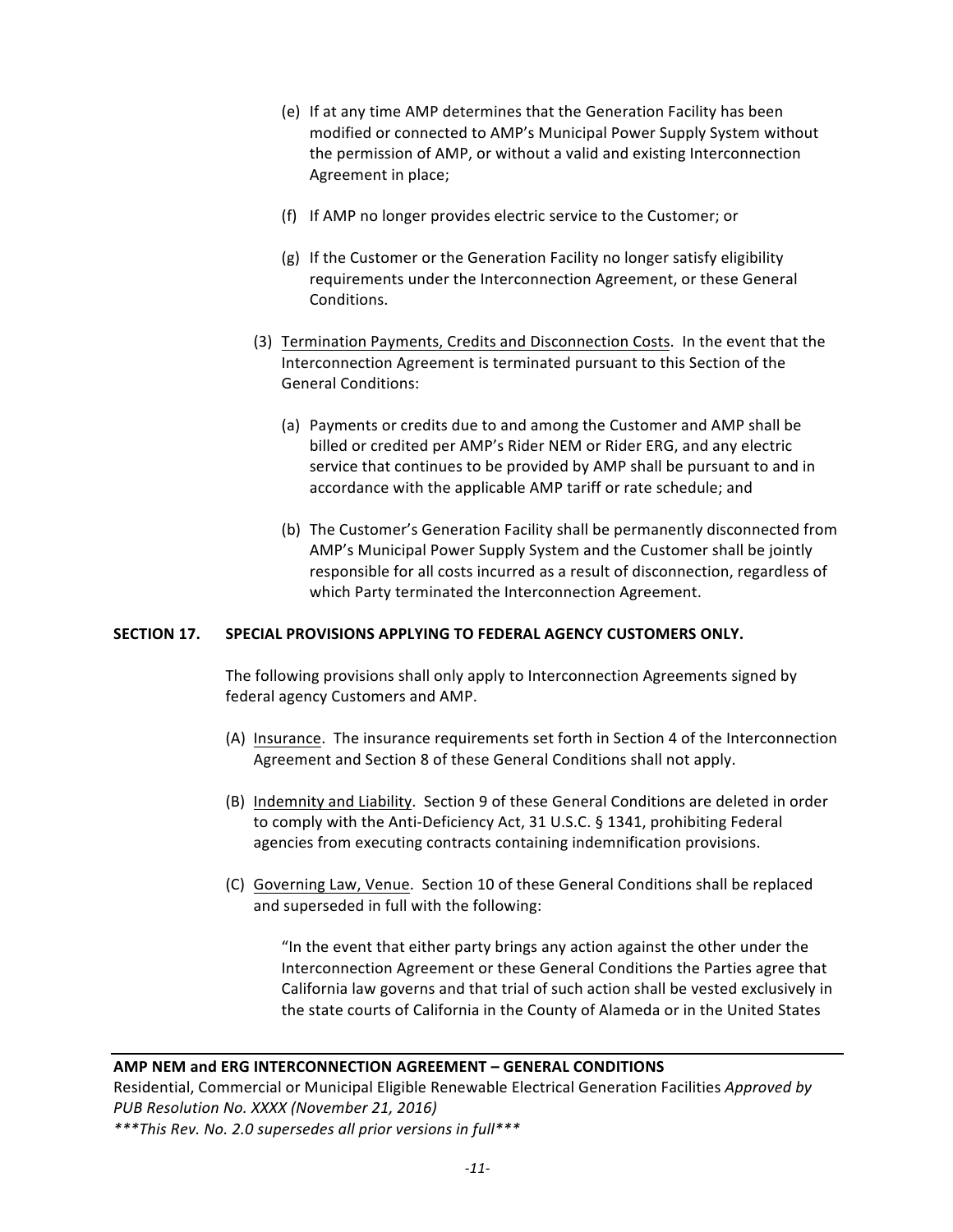(e) If at any time AMP determines that the Generation Facility has been modified or connected to AMP's Municipal Power Supply System without the permission of AMP, or without a valid and existing Interconnection Agreement in place;

(f) If AMP no longer provides electric service to the Customer; or

(g) If the Customer or the Generation Facility no longer satisfy eligibility requirements under the Interconnection Agreement, or these General Conditions.

(3) Termination Payments, Credits and Disconnection Costs. In the event that the Interconnection Agreement is terminated pursuant to this Section of the General Conditions:

(a) Payments or credits due to and among the Customer and AMP shall be billed or credited per AMP's Rider NEM or Rider ERG, and any electric service that continues to be provided by AMP shall be pursuant to and in accordance with the applicable AMP tariff or rate schedule; and

(b) The Customer's Generation Facility shall be permanently disconnected from AMP's Municipal Power Supply System and the Customer shall be jointly responsible for all costs incurred as a result of disconnection, regardless of which Party terminated the Interconnection Agreement.

**SECTION 17. SPECIAL PROVISIONS APPLYING TO FEDERAL AGENCY CUSTOMERS ONLY.**

The following provisions shall only apply to Interconnection Agreements signed by federal agency Customers and AMP.

(A) Insurance. The insurance requirements set forth in Section 4 of the Interconnection Agreement and Section 8 of these General Conditions shall not apply.

(B) Indemnity and Liability. Section 9 of these General Conditions are deleted in order to comply with the Anti-Deficiency Act, 31 U.S.C. § 1341, prohibiting Federal agencies from executing contracts containing indemnification provisions.

(C) Governing Law, Venue. Section 10 of these General Conditions shall be replaced and superseded in full with the following:

"In the event that either party brings any action against the other under the Interconnection Agreement or these General Conditions the Parties agree that California law governs and that trial of such action shall be vested exclusively in the state courts of California in the County of Alameda or in the United States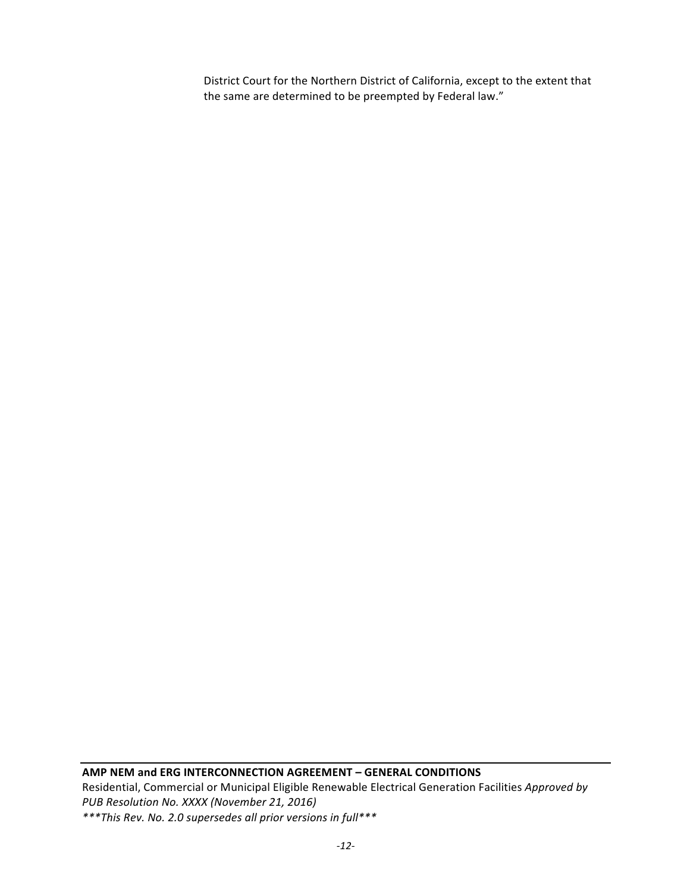District Court for the Northern District of California, except to the extent that the same are determined to be preempted by Federal law."